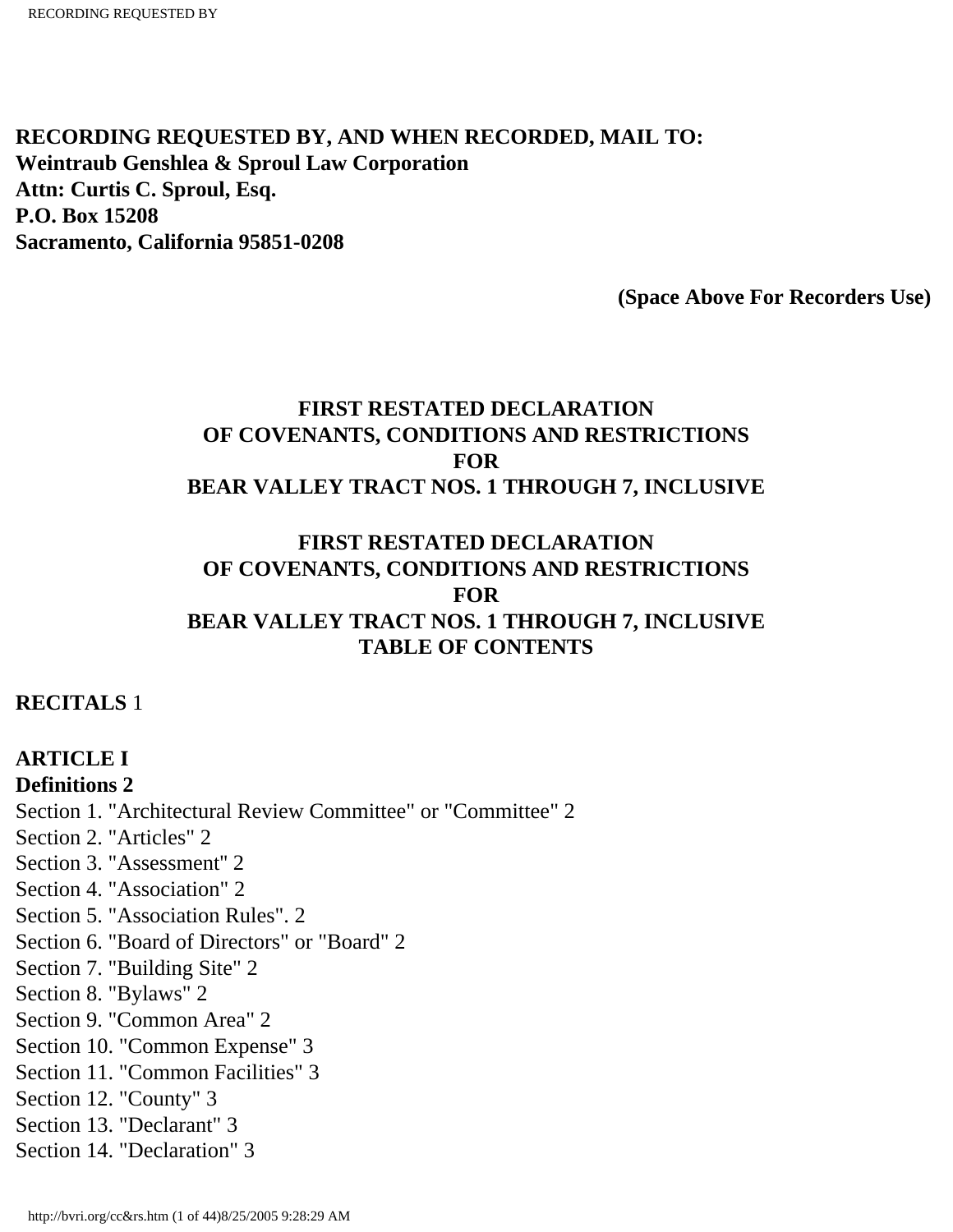RECORDING REQUESTED BY

**RECORDING REQUESTED BY, AND WHEN RECORDED, MAIL TO:**
**Weintraub Genshlea & Sproul Law Corporation**
**Attn: Curtis C. Sproul, Esq.**
**P.O. Box 15208**
**Sacramento, California 95851-0208**

**(Space Above For Recorders Use)**

# FIRST RESTATED DECLARATION OF COVENANTS, CONDITIONS AND RESTRICTIONS FOR BEAR VALLEY TRACT NOS. 1 THROUGH 7, INCLUSIVE

## FIRST RESTATED DECLARATION OF COVENANTS, CONDITIONS AND RESTRICTIONS FOR BEAR VALLEY TRACT NOS. 1 THROUGH 7, INCLUSIVE TABLE OF CONTENTS

**RECITALS** 1

**ARTICLE I**
**Definitions 2**
Section 1. "Architectural Review Committee" or "Committee" 2
Section 2. "Articles" 2
Section 3. "Assessment" 2
Section 4. "Association" 2
Section 5. "Association Rules". 2
Section 6. "Board of Directors" or "Board" 2
Section 7. "Building Site" 2
Section 8. "Bylaws" 2
Section 9. "Common Area" 2
Section 10. "Common Expense" 3
Section 11. "Common Facilities" 3
Section 12. "County" 3
Section 13. "Declarant" 3
Section 14. "Declaration" 3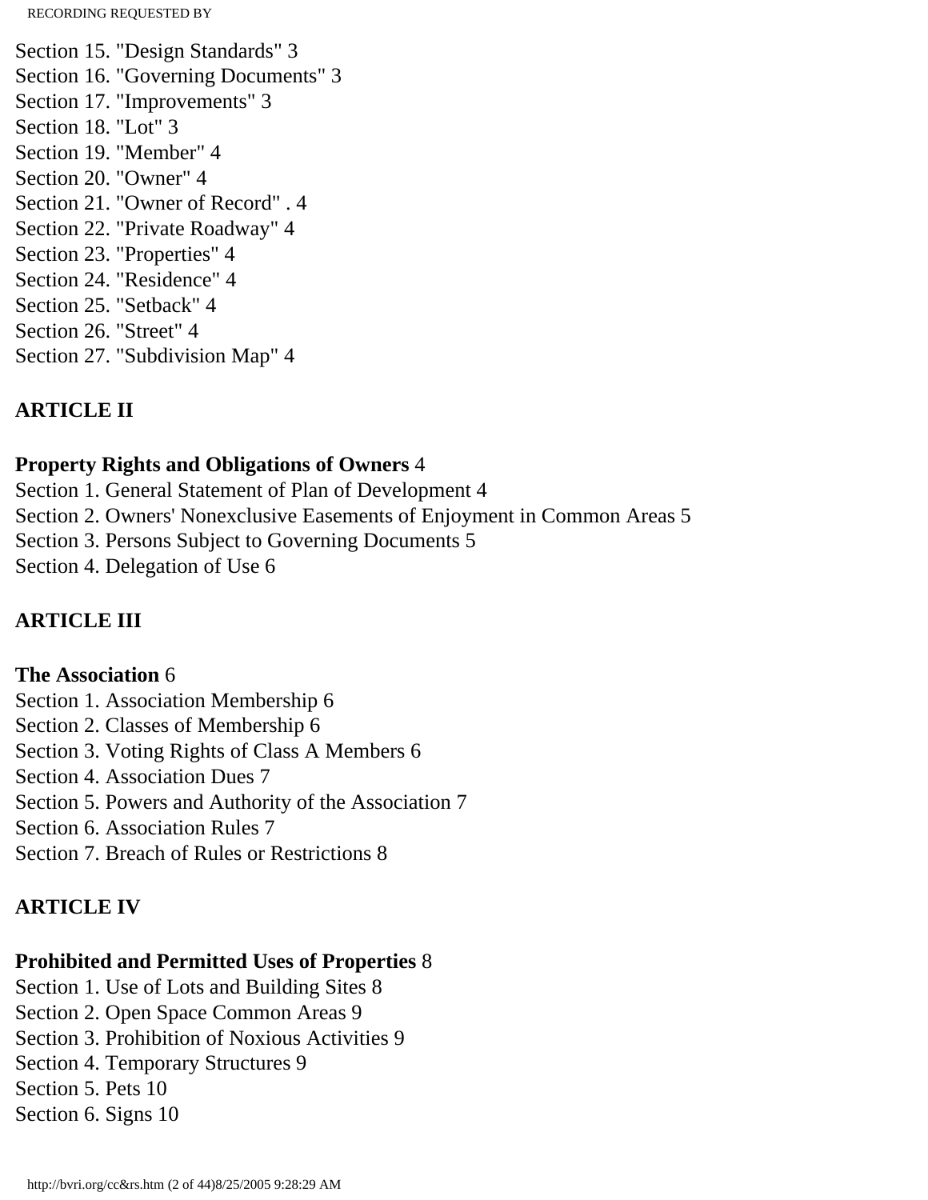Section 15. "Design Standards" 3
Section 16. "Governing Documents" 3
Section 17. "Improvements" 3
Section 18. "Lot" 3
Section 19. "Member" 4
Section 20. "Owner" 4
Section 21. "Owner of Record" . 4
Section 22. "Private Roadway" 4
Section 23. "Properties" 4
Section 24. "Residence" 4
Section 25. "Setback" 4
Section 26. "Street" 4
Section 27. "Subdivision Map" 4

## ARTICLE II

**Property Rights and Obligations of Owners** 4
Section 1. General Statement of Plan of Development 4
Section 2. Owners' Nonexclusive Easements of Enjoyment in Common Areas 5
Section 3. Persons Subject to Governing Documents 5
Section 4. Delegation of Use 6

## ARTICLE III

**The Association** 6
Section 1. Association Membership 6
Section 2. Classes of Membership 6
Section 3. Voting Rights of Class A Members 6
Section 4. Association Dues 7
Section 5. Powers and Authority of the Association 7
Section 6. Association Rules 7
Section 7. Breach of Rules or Restrictions 8

## ARTICLE IV

**Prohibited and Permitted Uses of Properties** 8
Section 1. Use of Lots and Building Sites 8
Section 2. Open Space Common Areas 9
Section 3. Prohibition of Noxious Activities 9
Section 4. Temporary Structures 9
Section 5. Pets 10
Section 6. Signs 10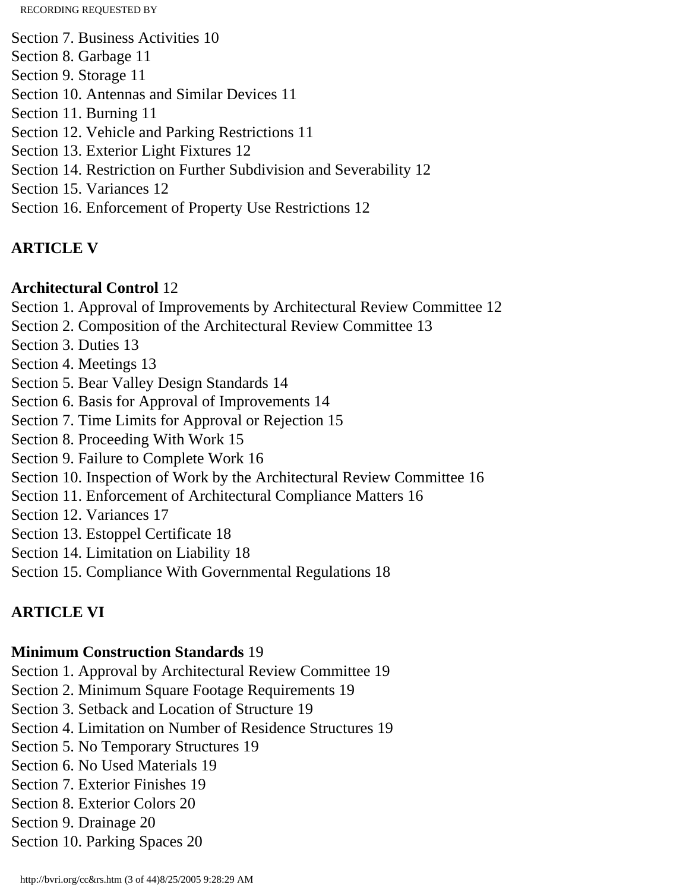Section 7. Business Activities 10
Section 8. Garbage 11
Section 9. Storage 11
Section 10. Antennas and Similar Devices 11
Section 11. Burning 11
Section 12. Vehicle and Parking Restrictions 11
Section 13. Exterior Light Fixtures 12
Section 14. Restriction on Further Subdivision and Severability 12
Section 15. Variances 12
Section 16. Enforcement of Property Use Restrictions 12

**ARTICLE V**

**Architectural Control** 12
Section 1. Approval of Improvements by Architectural Review Committee 12
Section 2. Composition of the Architectural Review Committee 13
Section 3. Duties 13
Section 4. Meetings 13
Section 5. Bear Valley Design Standards 14
Section 6. Basis for Approval of Improvements 14
Section 7. Time Limits for Approval or Rejection 15
Section 8. Proceeding With Work 15
Section 9. Failure to Complete Work 16
Section 10. Inspection of Work by the Architectural Review Committee 16
Section 11. Enforcement of Architectural Compliance Matters 16
Section 12. Variances 17
Section 13. Estoppel Certificate 18
Section 14. Limitation on Liability 18
Section 15. Compliance With Governmental Regulations 18

**ARTICLE VI**

**Minimum Construction Standards** 19
Section 1. Approval by Architectural Review Committee 19
Section 2. Minimum Square Footage Requirements 19
Section 3. Setback and Location of Structure 19
Section 4. Limitation on Number of Residence Structures 19
Section 5. No Temporary Structures 19
Section 6. No Used Materials 19
Section 7. Exterior Finishes 19
Section 8. Exterior Colors 20
Section 9. Drainage 20
Section 10. Parking Spaces 20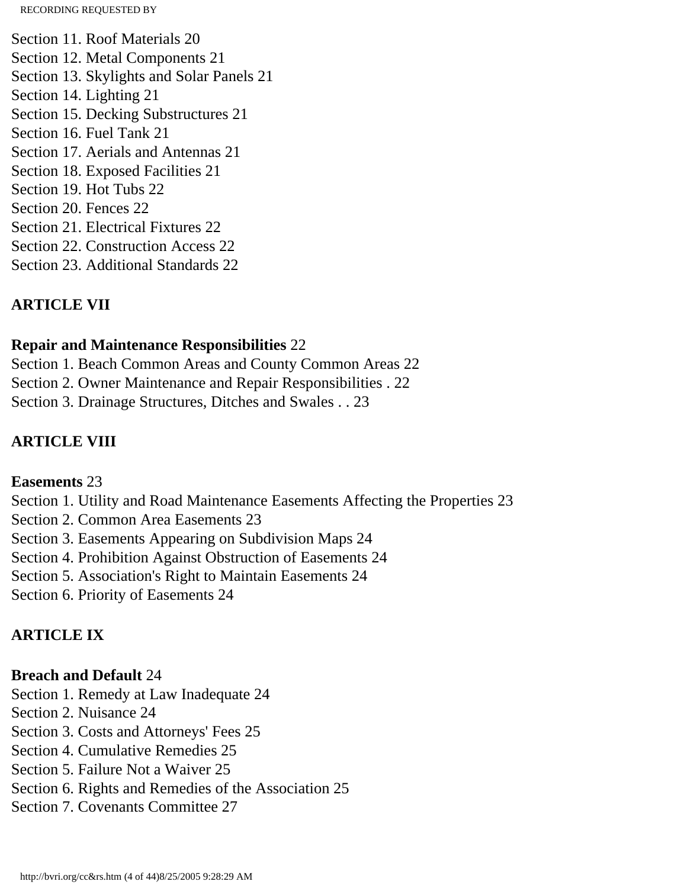Section 11. Roof Materials 20
Section 12. Metal Components 21
Section 13. Skylights and Solar Panels 21
Section 14. Lighting 21
Section 15. Decking Substructures 21
Section 16. Fuel Tank 21
Section 17. Aerials and Antennas 21
Section 18. Exposed Facilities 21
Section 19. Hot Tubs 22
Section 20. Fences 22
Section 21. Electrical Fixtures 22
Section 22. Construction Access 22
Section 23. Additional Standards 22

**ARTICLE VII**

**Repair and Maintenance Responsibilities** 22
Section 1. Beach Common Areas and County Common Areas 22
Section 2. Owner Maintenance and Repair Responsibilities . 22
Section 3. Drainage Structures, Ditches and Swales . . 23

**ARTICLE VIII**

**Easements** 23
Section 1. Utility and Road Maintenance Easements Affecting the Properties 23
Section 2. Common Area Easements 23
Section 3. Easements Appearing on Subdivision Maps 24
Section 4. Prohibition Against Obstruction of Easements 24
Section 5. Association's Right to Maintain Easements 24
Section 6. Priority of Easements 24

**ARTICLE IX**

**Breach and Default** 24
Section 1. Remedy at Law Inadequate 24
Section 2. Nuisance 24
Section 3. Costs and Attorneys' Fees 25
Section 4. Cumulative Remedies 25
Section 5. Failure Not a Waiver 25
Section 6. Rights and Remedies of the Association 25
Section 7. Covenants Committee 27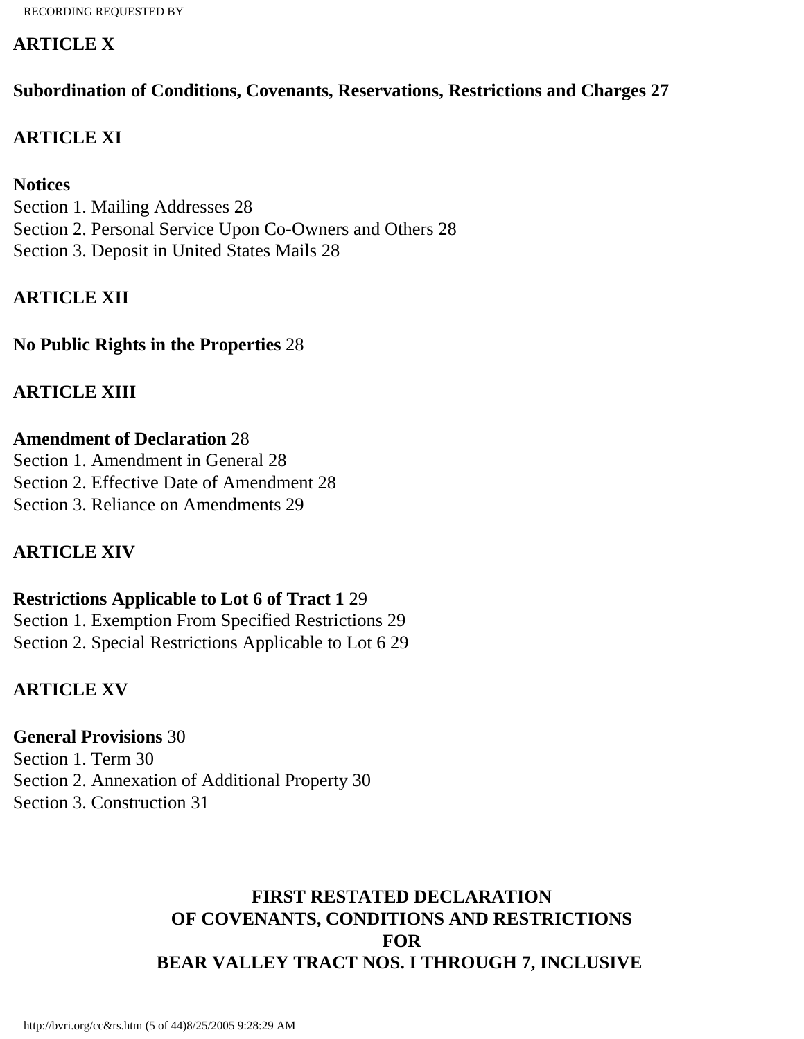**ARTICLE X**

**Subordination of Conditions, Covenants, Reservations, Restrictions and Charges 27**

**ARTICLE XI**

**Notices**
Section 1. Mailing Addresses 28
Section 2. Personal Service Upon Co-Owners and Others 28
Section 3. Deposit in United States Mails 28

**ARTICLE XII**

**No Public Rights in the Properties** 28

**ARTICLE XIII**

**Amendment of Declaration** 28
Section 1. Amendment in General 28
Section 2. Effective Date of Amendment 28
Section 3. Reliance on Amendments 29

**ARTICLE XIV**

**Restrictions Applicable to Lot 6 of Tract 1** 29
Section 1. Exemption From Specified Restrictions 29
Section 2. Special Restrictions Applicable to Lot 6 29

**ARTICLE XV**

**General Provisions** 30
Section 1. Term 30
Section 2. Annexation of Additional Property 30
Section 3. Construction 31

# FIRST RESTATED DECLARATION OF COVENANTS, CONDITIONS AND RESTRICTIONS FOR BEAR VALLEY TRACT NOS. I THROUGH 7, INCLUSIVE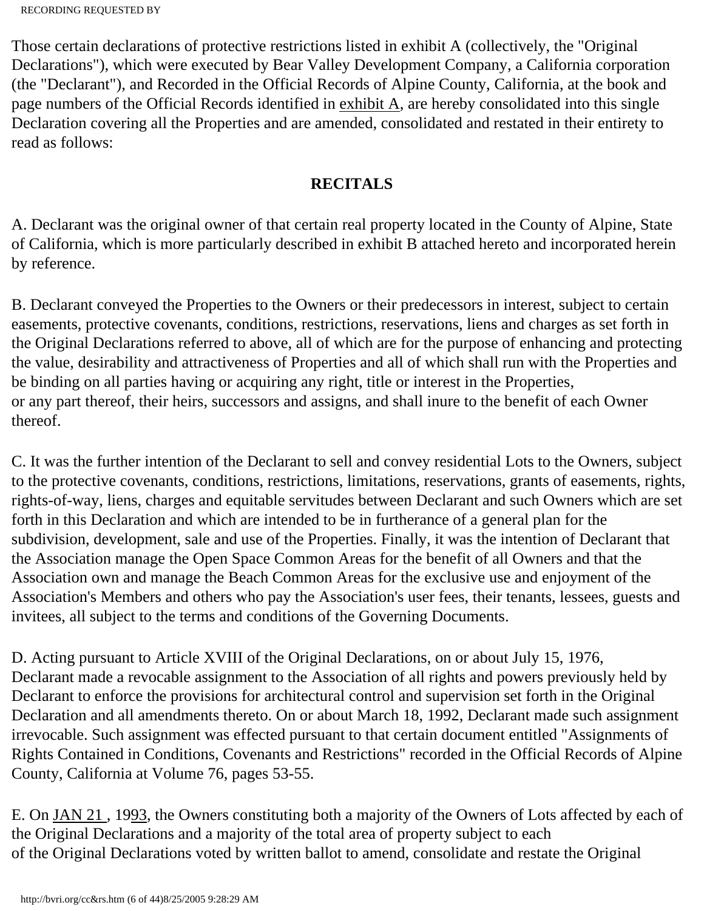RECORDING REQUESTED BY

Those certain declarations of protective restrictions listed in exhibit A (collectively, the "Original Declarations"), which were executed by Bear Valley Development Company, a California corporation (the "Declarant"), and Recorded in the Official Records of Alpine County, California, at the book and page numbers of the Official Records identified in exhibit A, are hereby consolidated into this single Declaration covering all the Properties and are amended, consolidated and restated in their entirety to read as follows:

## RECITALS

A. Declarant was the original owner of that certain real property located in the County of Alpine, State of California, which is more particularly described in exhibit B attached hereto and incorporated herein by reference.

B. Declarant conveyed the Properties to the Owners or their predecessors in interest, subject to certain easements, protective covenants, conditions, restrictions, reservations, liens and charges as set forth in the Original Declarations referred to above, all of which are for the purpose of enhancing and protecting the value, desirability and attractiveness of Properties and all of which shall run with the Properties and be binding on all parties having or acquiring any right, title or interest in the Properties, or any part thereof, their heirs, successors and assigns, and shall inure to the benefit of each Owner thereof.

C. It was the further intention of the Declarant to sell and convey residential Lots to the Owners, subject to the protective covenants, conditions, restrictions, limitations, reservations, grants of easements, rights, rights-of-way, liens, charges and equitable servitudes between Declarant and such Owners which are set forth in this Declaration and which are intended to be in furtherance of a general plan for the subdivision, development, sale and use of the Properties. Finally, it was the intention of Declarant that the Association manage the Open Space Common Areas for the benefit of all Owners and that the Association own and manage the Beach Common Areas for the exclusive use and enjoyment of the Association's Members and others who pay the Association's user fees, their tenants, lessees, guests and invitees, all subject to the terms and conditions of the Governing Documents.

D. Acting pursuant to Article XVIII of the Original Declarations, on or about July 15, 1976, Declarant made a revocable assignment to the Association of all rights and powers previously held by Declarant to enforce the provisions for architectural control and supervision set forth in the Original Declaration and all amendments thereto. On or about March 18, 1992, Declarant made such assignment irrevocable. Such assignment was effected pursuant to that certain document entitled "Assignments of Rights Contained in Conditions, Covenants and Restrictions" recorded in the Official Records of Alpine County, California at Volume 76, pages 53-55.

E. On JAN 21 , 1993, the Owners constituting both a majority of the Owners of Lots affected by each of the Original Declarations and a majority of the total area of property subject to each of the Original Declarations voted by written ballot to amend, consolidate and restate the Original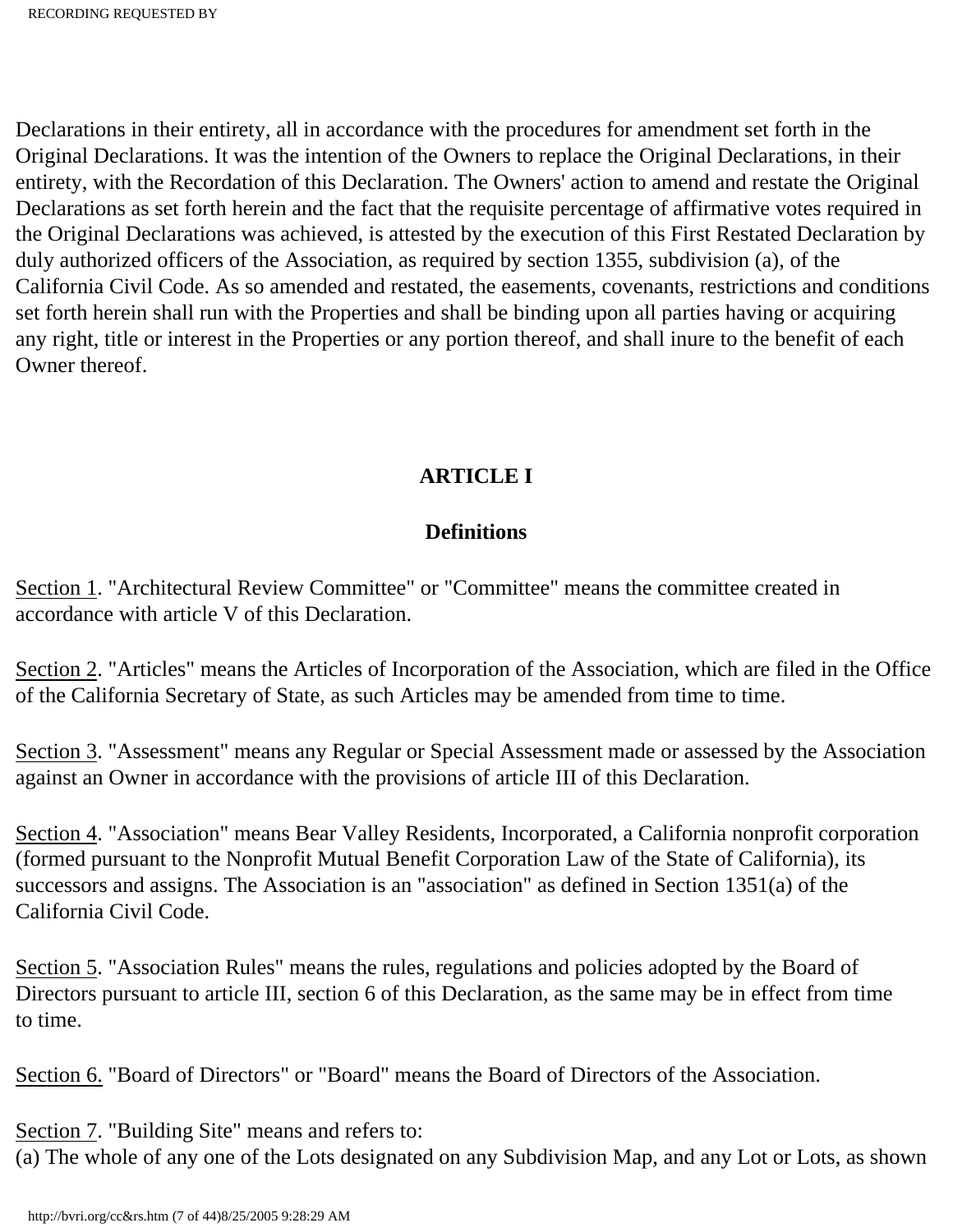Declarations in their entirety, all in accordance with the procedures for amendment set forth in the Original Declarations. It was the intention of the Owners to replace the Original Declarations, in their entirety, with the Recordation of this Declaration. The Owners' action to amend and restate the Original Declarations as set forth herein and the fact that the requisite percentage of affirmative votes required in the Original Declarations was achieved, is attested by the execution of this First Restated Declaration by duly authorized officers of the Association, as required by section 1355, subdivision (a), of the California Civil Code. As so amended and restated, the easements, covenants, restrictions and conditions set forth herein shall run with the Properties and shall be binding upon all parties having or acquiring any right, title or interest in the Properties or any portion thereof, and shall inure to the benefit of each Owner thereof.

## ARTICLE I

### Definitions

Section 1. "Architectural Review Committee" or "Committee" means the committee created in accordance with article V of this Declaration.

Section 2. "Articles" means the Articles of Incorporation of the Association, which are filed in the Office of the California Secretary of State, as such Articles may be amended from time to time.

Section 3. "Assessment" means any Regular or Special Assessment made or assessed by the Association against an Owner in accordance with the provisions of article III of this Declaration.

Section 4. "Association" means Bear Valley Residents, Incorporated, a California nonprofit corporation (formed pursuant to the Nonprofit Mutual Benefit Corporation Law of the State of California), its successors and assigns. The Association is an "association" as defined in Section 1351(a) of the California Civil Code.

Section 5. "Association Rules" means the rules, regulations and policies adopted by the Board of Directors pursuant to article III, section 6 of this Declaration, as the same may be in effect from time to time.

Section 6. "Board of Directors" or "Board" means the Board of Directors of the Association.

Section 7. "Building Site" means and refers to:
(a) The whole of any one of the Lots designated on any Subdivision Map, and any Lot or Lots, as shown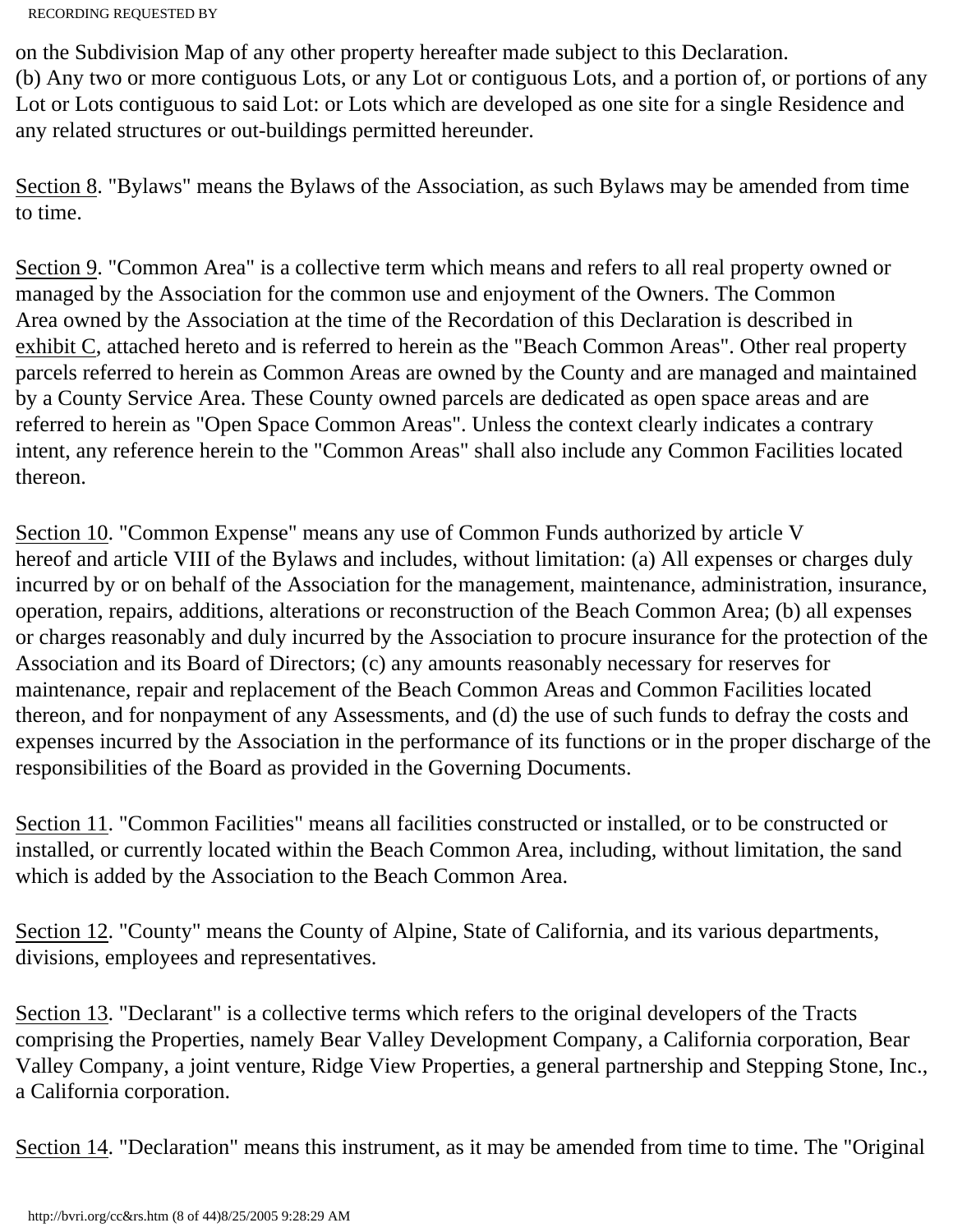on the Subdivision Map of any other property hereafter made subject to this Declaration.
(b) Any two or more contiguous Lots, or any Lot or contiguous Lots, and a portion of, or portions of any Lot or Lots contiguous to said Lot: or Lots which are developed as one site for a single Residence and any related structures or out-buildings permitted hereunder.

<u>Section 8</u>. "Bylaws" means the Bylaws of the Association, as such Bylaws may be amended from time to time.

<u>Section 9</u>. "Common Area" is a collective term which means and refers to all real property owned or managed by the Association for the common use and enjoyment of the Owners. The Common Area owned by the Association at the time of the Recordation of this Declaration is described in <u>exhibit C</u>, attached hereto and is referred to herein as the "Beach Common Areas". Other real property parcels referred to herein as Common Areas are owned by the County and are managed and maintained by a County Service Area. These County owned parcels are dedicated as open space areas and are referred to herein as "Open Space Common Areas". Unless the context clearly indicates a contrary intent, any reference herein to the "Common Areas" shall also include any Common Facilities located thereon.

<u>Section 10</u>. "Common Expense" means any use of Common Funds authorized by article V hereof and article VIII of the Bylaws and includes, without limitation: (a) All expenses or charges duly incurred by or on behalf of the Association for the management, maintenance, administration, insurance, operation, repairs, additions, alterations or reconstruction of the Beach Common Area; (b) all expenses or charges reasonably and duly incurred by the Association to procure insurance for the protection of the Association and its Board of Directors; (c) any amounts reasonably necessary for reserves for maintenance, repair and replacement of the Beach Common Areas and Common Facilities located thereon, and for nonpayment of any Assessments, and (d) the use of such funds to defray the costs and expenses incurred by the Association in the performance of its functions or in the proper discharge of the responsibilities of the Board as provided in the Governing Documents.

<u>Section 11</u>. "Common Facilities" means all facilities constructed or installed, or to be constructed or installed, or currently located within the Beach Common Area, including, without limitation, the sand which is added by the Association to the Beach Common Area.

<u>Section 12</u>. "County" means the County of Alpine, State of California, and its various departments, divisions, employees and representatives.

<u>Section 13</u>. "Declarant" is a collective terms which refers to the original developers of the Tracts comprising the Properties, namely Bear Valley Development Company, a California corporation, Bear Valley Company, a joint venture, Ridge View Properties, a general partnership and Stepping Stone, Inc., a California corporation.

<u>Section 14</u>. "Declaration" means this instrument, as it may be amended from time to time. The "Original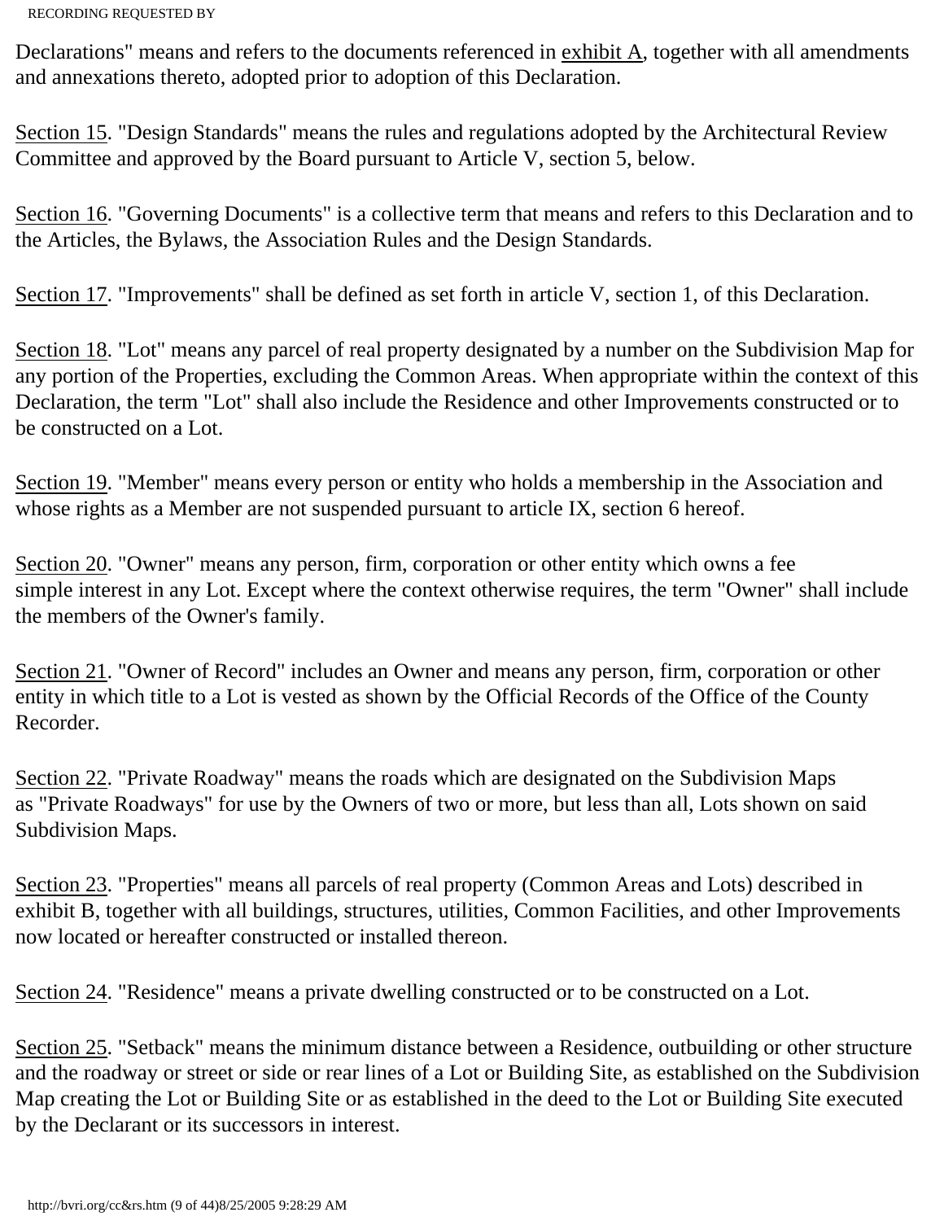Declarations" means and refers to the documents referenced in exhibit A, together with all amendments and annexations thereto, adopted prior to adoption of this Declaration.

Section 15. "Design Standards" means the rules and regulations adopted by the Architectural Review Committee and approved by the Board pursuant to Article V, section 5, below.

Section 16. "Governing Documents" is a collective term that means and refers to this Declaration and to the Articles, the Bylaws, the Association Rules and the Design Standards.

Section 17. "Improvements" shall be defined as set forth in article V, section 1, of this Declaration.

Section 18. "Lot" means any parcel of real property designated by a number on the Subdivision Map for any portion of the Properties, excluding the Common Areas. When appropriate within the context of this Declaration, the term "Lot" shall also include the Residence and other Improvements constructed or to be constructed on a Lot.

Section 19. "Member" means every person or entity who holds a membership in the Association and whose rights as a Member are not suspended pursuant to article IX, section 6 hereof.

Section 20. "Owner" means any person, firm, corporation or other entity which owns a fee simple interest in any Lot. Except where the context otherwise requires, the term "Owner" shall include the members of the Owner's family.

Section 21. "Owner of Record" includes an Owner and means any person, firm, corporation or other entity in which title to a Lot is vested as shown by the Official Records of the Office of the County Recorder.

Section 22. "Private Roadway" means the roads which are designated on the Subdivision Maps as "Private Roadways" for use by the Owners of two or more, but less than all, Lots shown on said Subdivision Maps.

Section 23. "Properties" means all parcels of real property (Common Areas and Lots) described in exhibit B, together with all buildings, structures, utilities, Common Facilities, and other Improvements now located or hereafter constructed or installed thereon.

Section 24. "Residence" means a private dwelling constructed or to be constructed on a Lot.

Section 25. "Setback" means the minimum distance between a Residence, outbuilding or other structure and the roadway or street or side or rear lines of a Lot or Building Site, as established on the Subdivision Map creating the Lot or Building Site or as established in the deed to the Lot or Building Site executed by the Declarant or its successors in interest.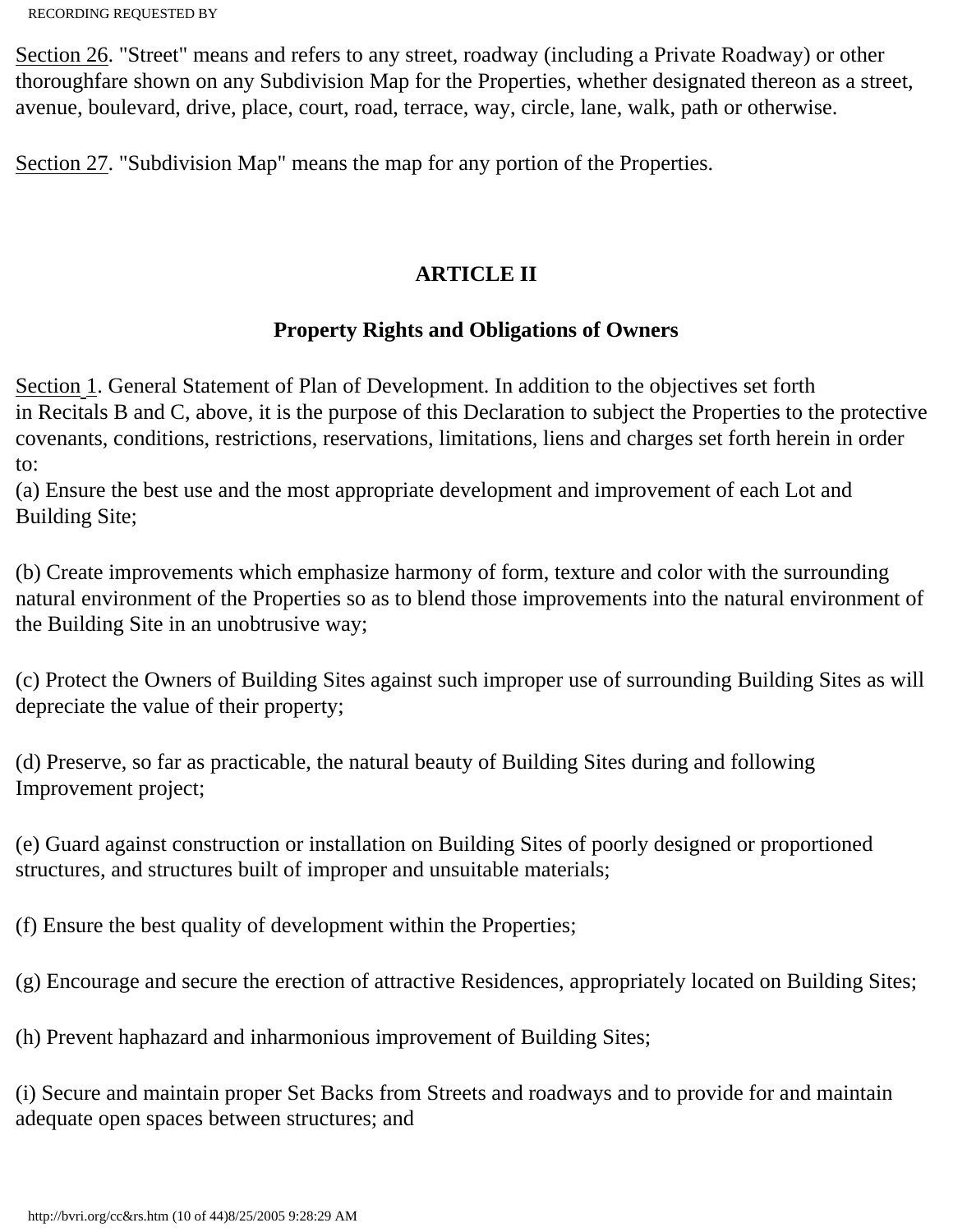Section 26. "Street" means and refers to any street, roadway (including a Private Roadway) or other thoroughfare shown on any Subdivision Map for the Properties, whether designated thereon as a street, avenue, boulevard, drive, place, court, road, terrace, way, circle, lane, walk, path or otherwise.

Section 27. "Subdivision Map" means the map for any portion of the Properties.

## ARTICLE II

## Property Rights and Obligations of Owners

Section 1. General Statement of Plan of Development. In addition to the objectives set forth in Recitals B and C, above, it is the purpose of this Declaration to subject the Properties to the protective covenants, conditions, restrictions, reservations, limitations, liens and charges set forth herein in order to:

(a) Ensure the best use and the most appropriate development and improvement of each Lot and Building Site;

(b) Create improvements which emphasize harmony of form, texture and color with the surrounding natural environment of the Properties so as to blend those improvements into the natural environment of the Building Site in an unobtrusive way;

(c) Protect the Owners of Building Sites against such improper use of surrounding Building Sites as will depreciate the value of their property;

(d) Preserve, so far as practicable, the natural beauty of Building Sites during and following Improvement project;

(e) Guard against construction or installation on Building Sites of poorly designed or proportioned structures, and structures built of improper and unsuitable materials;

(f) Ensure the best quality of development within the Properties;

(g) Encourage and secure the erection of attractive Residences, appropriately located on Building Sites;

(h) Prevent haphazard and inharmonious improvement of Building Sites;

(i) Secure and maintain proper Set Backs from Streets and roadways and to provide for and maintain adequate open spaces between structures; and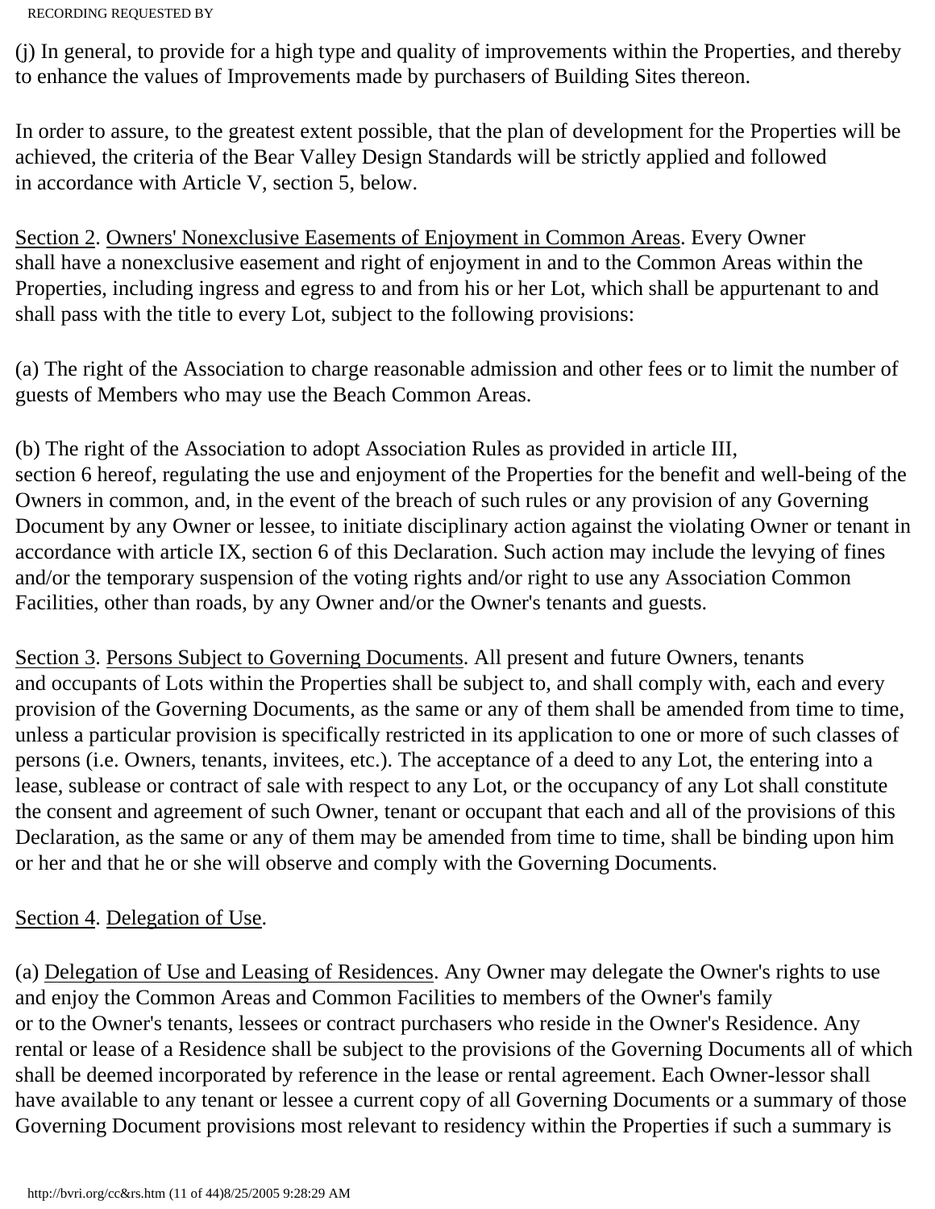(j) In general, to provide for a high type and quality of improvements within the Properties, and thereby to enhance the values of Improvements made by purchasers of Building Sites thereon.

In order to assure, to the greatest extent possible, that the plan of development for the Properties will be achieved, the criteria of the Bear Valley Design Standards will be strictly applied and followed in accordance with Article V, section 5, below.

<u>Section 2</u>. <u>Owners' Nonexclusive Easements of Enjoyment in Common Areas</u>. Every Owner shall have a nonexclusive easement and right of enjoyment in and to the Common Areas within the Properties, including ingress and egress to and from his or her Lot, which shall be appurtenant to and shall pass with the title to every Lot, subject to the following provisions:

(a) The right of the Association to charge reasonable admission and other fees or to limit the number of guests of Members who may use the Beach Common Areas.

(b) The right of the Association to adopt Association Rules as provided in article III, section 6 hereof, regulating the use and enjoyment of the Properties for the benefit and well-being of the Owners in common, and, in the event of the breach of such rules or any provision of any Governing Document by any Owner or lessee, to initiate disciplinary action against the violating Owner or tenant in accordance with article IX, section 6 of this Declaration. Such action may include the levying of fines and/or the temporary suspension of the voting rights and/or right to use any Association Common Facilities, other than roads, by any Owner and/or the Owner's tenants and guests.

<u>Section 3</u>. <u>Persons Subject to Governing Documents</u>. All present and future Owners, tenants and occupants of Lots within the Properties shall be subject to, and shall comply with, each and every provision of the Governing Documents, as the same or any of them shall be amended from time to time, unless a particular provision is specifically restricted in its application to one or more of such classes of persons (i.e. Owners, tenants, invitees, etc.). The acceptance of a deed to any Lot, the entering into a lease, sublease or contract of sale with respect to any Lot, or the occupancy of any Lot shall constitute the consent and agreement of such Owner, tenant or occupant that each and all of the provisions of this Declaration, as the same or any of them may be amended from time to time, shall be binding upon him or her and that he or she will observe and comply with the Governing Documents.

<u>Section 4</u>. <u>Delegation of Use</u>.

(a) <u>Delegation of Use and Leasing of Residences</u>. Any Owner may delegate the Owner's rights to use and enjoy the Common Areas and Common Facilities to members of the Owner's family or to the Owner's tenants, lessees or contract purchasers who reside in the Owner's Residence. Any rental or lease of a Residence shall be subject to the provisions of the Governing Documents all of which shall be deemed incorporated by reference in the lease or rental agreement. Each Owner-lessor shall have available to any tenant or lessee a current copy of all Governing Documents or a summary of those Governing Document provisions most relevant to residency within the Properties if such a summary is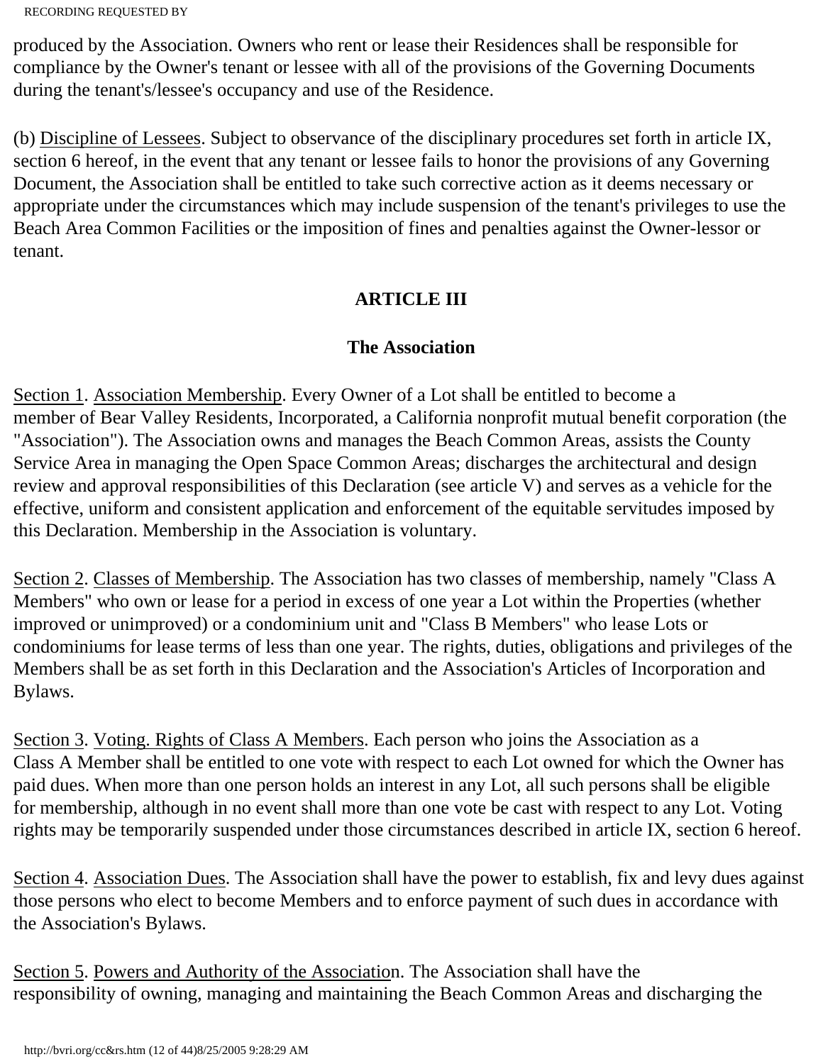produced by the Association. Owners who rent or lease their Residences shall be responsible for compliance by the Owner's tenant or lessee with all of the provisions of the Governing Documents during the tenant's/lessee's occupancy and use of the Residence.

(b) <u>Discipline of Lessees</u>. Subject to observance of the disciplinary procedures set forth in article IX, section 6 hereof, in the event that any tenant or lessee fails to honor the provisions of any Governing Document, the Association shall be entitled to take such corrective action as it deems necessary or appropriate under the circumstances which may include suspension of the tenant's privileges to use the Beach Area Common Facilities or the imposition of fines and penalties against the Owner-lessor or tenant.

## ARTICLE III

## The Association

<u>Section 1</u>. <u>Association Membership</u>. Every Owner of a Lot shall be entitled to become a member of Bear Valley Residents, Incorporated, a California nonprofit mutual benefit corporation (the "Association"). The Association owns and manages the Beach Common Areas, assists the County Service Area in managing the Open Space Common Areas; discharges the architectural and design review and approval responsibilities of this Declaration (see article V) and serves as a vehicle for the effective, uniform and consistent application and enforcement of the equitable servitudes imposed by this Declaration. Membership in the Association is voluntary.

<u>Section 2</u>. <u>Classes of Membership</u>. The Association has two classes of membership, namely "Class A Members" who own or lease for a period in excess of one year a Lot within the Properties (whether improved or unimproved) or a condominium unit and "Class B Members" who lease Lots or condominiums for lease terms of less than one year. The rights, duties, obligations and privileges of the Members shall be as set forth in this Declaration and the Association's Articles of Incorporation and Bylaws.

<u>Section 3</u>. <u>Voting. Rights of Class A Members</u>. Each person who joins the Association as a Class A Member shall be entitled to one vote with respect to each Lot owned for which the Owner has paid dues. When more than one person holds an interest in any Lot, all such persons shall be eligible for membership, although in no event shall more than one vote be cast with respect to any Lot. Voting rights may be temporarily suspended under those circumstances described in article IX, section 6 hereof.

<u>Section 4</u>. <u>Association Dues</u>. The Association shall have the power to establish, fix and levy dues against those persons who elect to become Members and to enforce payment of such dues in accordance with the Association's Bylaws.

<u>Section 5</u>. <u>Powers and Authority of the Association</u>. The Association shall have the responsibility of owning, managing and maintaining the Beach Common Areas and discharging the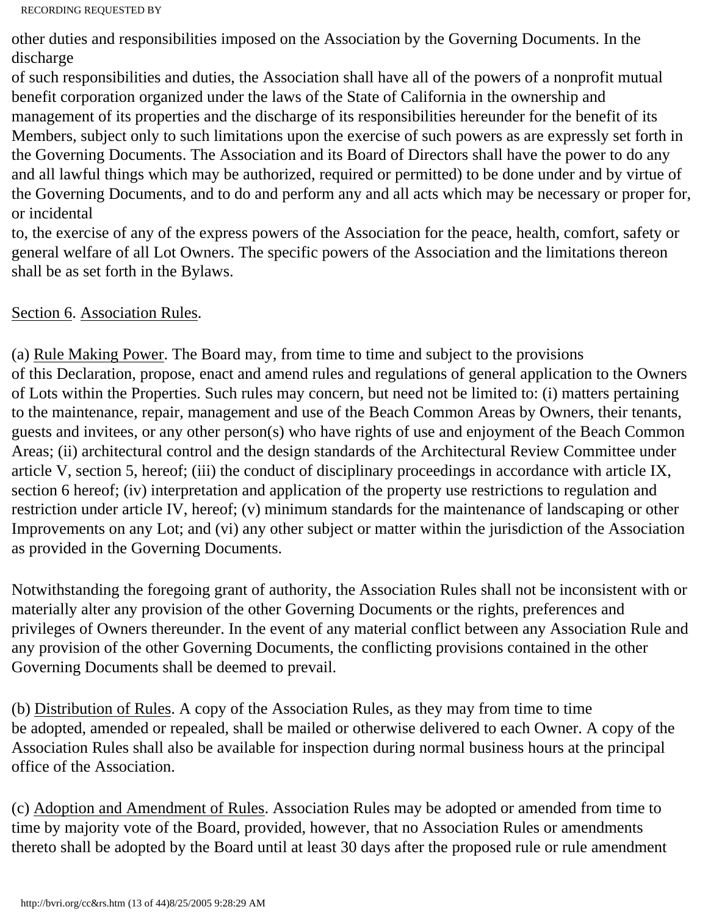other duties and responsibilities imposed on the Association by the Governing Documents. In the discharge of such responsibilities and duties, the Association shall have all of the powers of a nonprofit mutual benefit corporation organized under the laws of the State of California in the ownership and management of its properties and the discharge of its responsibilities hereunder for the benefit of its Members, subject only to such limitations upon the exercise of such powers as are expressly set forth in the Governing Documents. The Association and its Board of Directors shall have the power to do any and all lawful things which may be authorized, required or permitted) to be done under and by virtue of the Governing Documents, and to do and perform any and all acts which may be necessary or proper for, or incidental to, the exercise of any of the express powers of the Association for the peace, health, comfort, safety or general welfare of all Lot Owners. The specific powers of the Association and the limitations thereon shall be as set forth in the Bylaws.

Section 6. Association Rules.

(a) Rule Making Power. The Board may, from time to time and subject to the provisions of this Declaration, propose, enact and amend rules and regulations of general application to the Owners of Lots within the Properties. Such rules may concern, but need not be limited to: (i) matters pertaining to the maintenance, repair, management and use of the Beach Common Areas by Owners, their tenants, guests and invitees, or any other person(s) who have rights of use and enjoyment of the Beach Common Areas; (ii) architectural control and the design standards of the Architectural Review Committee under article V, section 5, hereof; (iii) the conduct of disciplinary proceedings in accordance with article IX, section 6 hereof; (iv) interpretation and application of the property use restrictions to regulation and restriction under article IV, hereof; (v) minimum standards for the maintenance of landscaping or other Improvements on any Lot; and (vi) any other subject or matter within the jurisdiction of the Association as provided in the Governing Documents.

Notwithstanding the foregoing grant of authority, the Association Rules shall not be inconsistent with or materially alter any provision of the other Governing Documents or the rights, preferences and privileges of Owners thereunder. In the event of any material conflict between any Association Rule and any provision of the other Governing Documents, the conflicting provisions contained in the other Governing Documents shall be deemed to prevail.

(b) Distribution of Rules. A copy of the Association Rules, as they may from time to time be adopted, amended or repealed, shall be mailed or otherwise delivered to each Owner. A copy of the Association Rules shall also be available for inspection during normal business hours at the principal office of the Association.

(c) Adoption and Amendment of Rules. Association Rules may be adopted or amended from time to time by majority vote of the Board, provided, however, that no Association Rules or amendments thereto shall be adopted by the Board until at least 30 days after the proposed rule or rule amendment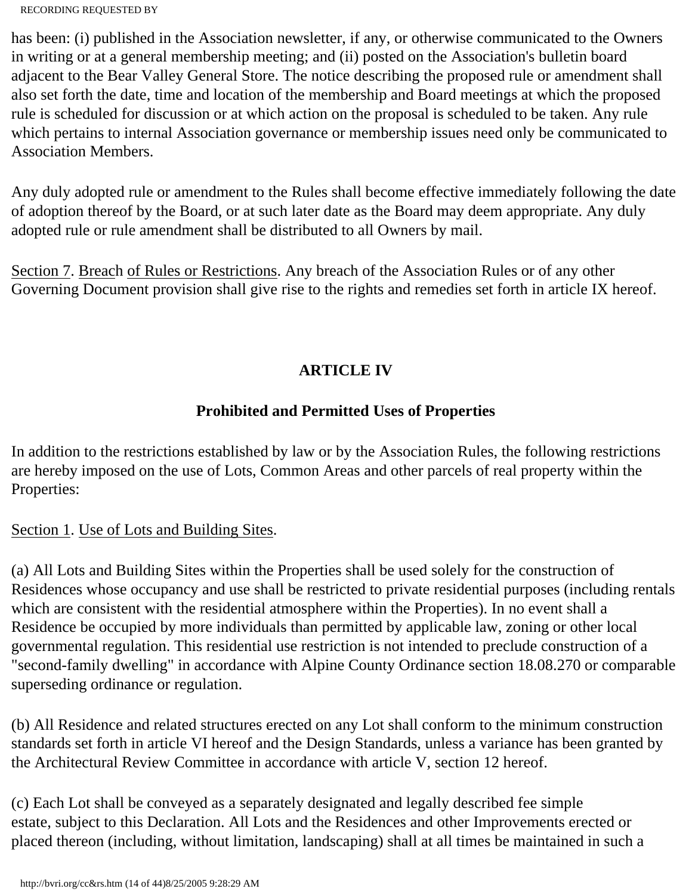has been: (i) published in the Association newsletter, if any, or otherwise communicated to the Owners in writing or at a general membership meeting; and (ii) posted on the Association's bulletin board adjacent to the Bear Valley General Store. The notice describing the proposed rule or amendment shall also set forth the date, time and location of the membership and Board meetings at which the proposed rule is scheduled for discussion or at which action on the proposal is scheduled to be taken. Any rule which pertains to internal Association governance or membership issues need only be communicated to Association Members.

Any duly adopted rule or amendment to the Rules shall become effective immediately following the date of adoption thereof by the Board, or at such later date as the Board may deem appropriate. Any duly adopted rule or rule amendment shall be distributed to all Owners by mail.

Section 7. Breach of Rules or Restrictions. Any breach of the Association Rules or of any other Governing Document provision shall give rise to the rights and remedies set forth in article IX hereof.

## ARTICLE IV

### Prohibited and Permitted Uses of Properties

In addition to the restrictions established by law or by the Association Rules, the following restrictions are hereby imposed on the use of Lots, Common Areas and other parcels of real property within the Properties:

Section 1. Use of Lots and Building Sites.

(a) All Lots and Building Sites within the Properties shall be used solely for the construction of Residences whose occupancy and use shall be restricted to private residential purposes (including rentals which are consistent with the residential atmosphere within the Properties). In no event shall a Residence be occupied by more individuals than permitted by applicable law, zoning or other local governmental regulation. This residential use restriction is not intended to preclude construction of a "second-family dwelling" in accordance with Alpine County Ordinance section 18.08.270 or comparable superseding ordinance or regulation.

(b) All Residence and related structures erected on any Lot shall conform to the minimum construction standards set forth in article VI hereof and the Design Standards, unless a variance has been granted by the Architectural Review Committee in accordance with article V, section 12 hereof.

(c) Each Lot shall be conveyed as a separately designated and legally described fee simple estate, subject to this Declaration. All Lots and the Residences and other Improvements erected or placed thereon (including, without limitation, landscaping) shall at all times be maintained in such a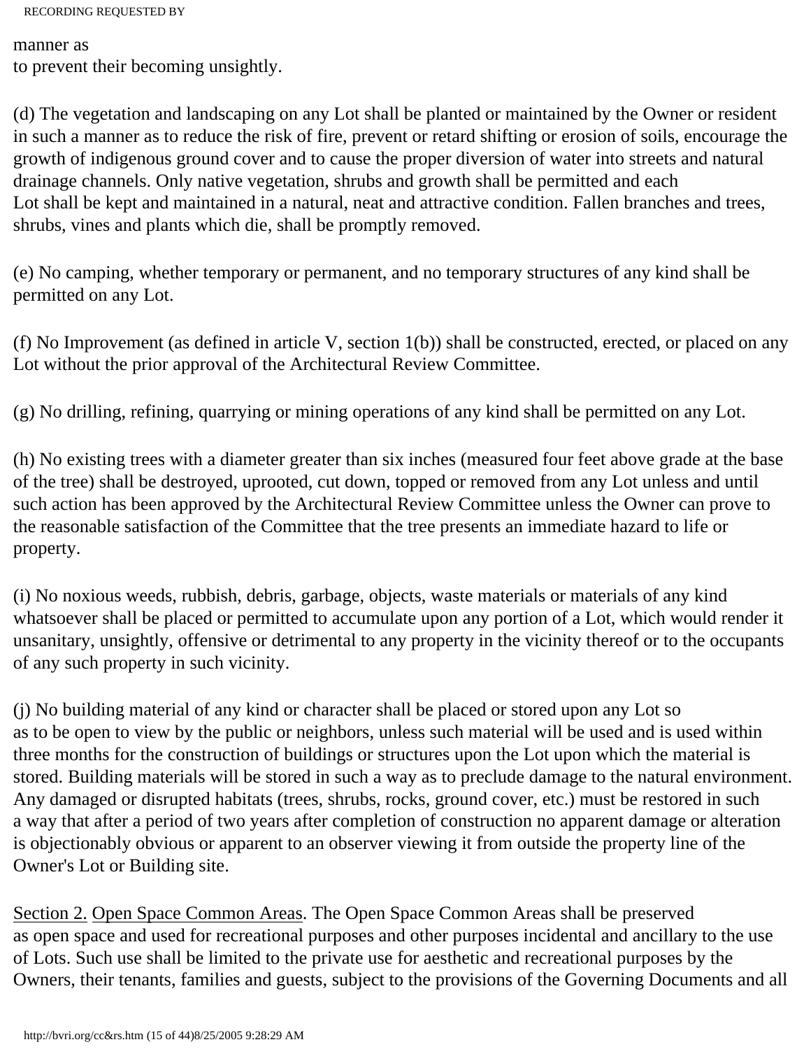manner as
to prevent their becoming unsightly.

(d) The vegetation and landscaping on any Lot shall be planted or maintained by the Owner or resident in such a manner as to reduce the risk of fire, prevent or retard shifting or erosion of soils, encourage the growth of indigenous ground cover and to cause the proper diversion of water into streets and natural drainage channels. Only native vegetation, shrubs and growth shall be permitted and each Lot shall be kept and maintained in a natural, neat and attractive condition. Fallen branches and trees, shrubs, vines and plants which die, shall be promptly removed.

(e) No camping, whether temporary or permanent, and no temporary structures of any kind shall be permitted on any Lot.

(f) No Improvement (as defined in article V, section 1(b)) shall be constructed, erected, or placed on any Lot without the prior approval of the Architectural Review Committee.

(g) No drilling, refining, quarrying or mining operations of any kind shall be permitted on any Lot.

(h) No existing trees with a diameter greater than six inches (measured four feet above grade at the base of the tree) shall be destroyed, uprooted, cut down, topped or removed from any Lot unless and until such action has been approved by the Architectural Review Committee unless the Owner can prove to the reasonable satisfaction of the Committee that the tree presents an immediate hazard to life or property.

(i) No noxious weeds, rubbish, debris, garbage, objects, waste materials or materials of any kind whatsoever shall be placed or permitted to accumulate upon any portion of a Lot, which would render it unsanitary, unsightly, offensive or detrimental to any property in the vicinity thereof or to the occupants of any such property in such vicinity.

(j) No building material of any kind or character shall be placed or stored upon any Lot so as to be open to view by the public or neighbors, unless such material will be used and is used within three months for the construction of buildings or structures upon the Lot upon which the material is stored. Building materials will be stored in such a way as to preclude damage to the natural environment. Any damaged or disrupted habitats (trees, shrubs, rocks, ground cover, etc.) must be restored in such a way that after a period of two years after completion of construction no apparent damage or alteration is objectionably obvious or apparent to an observer viewing it from outside the property line of the Owner's Lot or Building site.

Section 2. Open Space Common Areas. The Open Space Common Areas shall be preserved as open space and used for recreational purposes and other purposes incidental and ancillary to the use of Lots. Such use shall be limited to the private use for aesthetic and recreational purposes by the Owners, their tenants, families and guests, subject to the provisions of the Governing Documents and all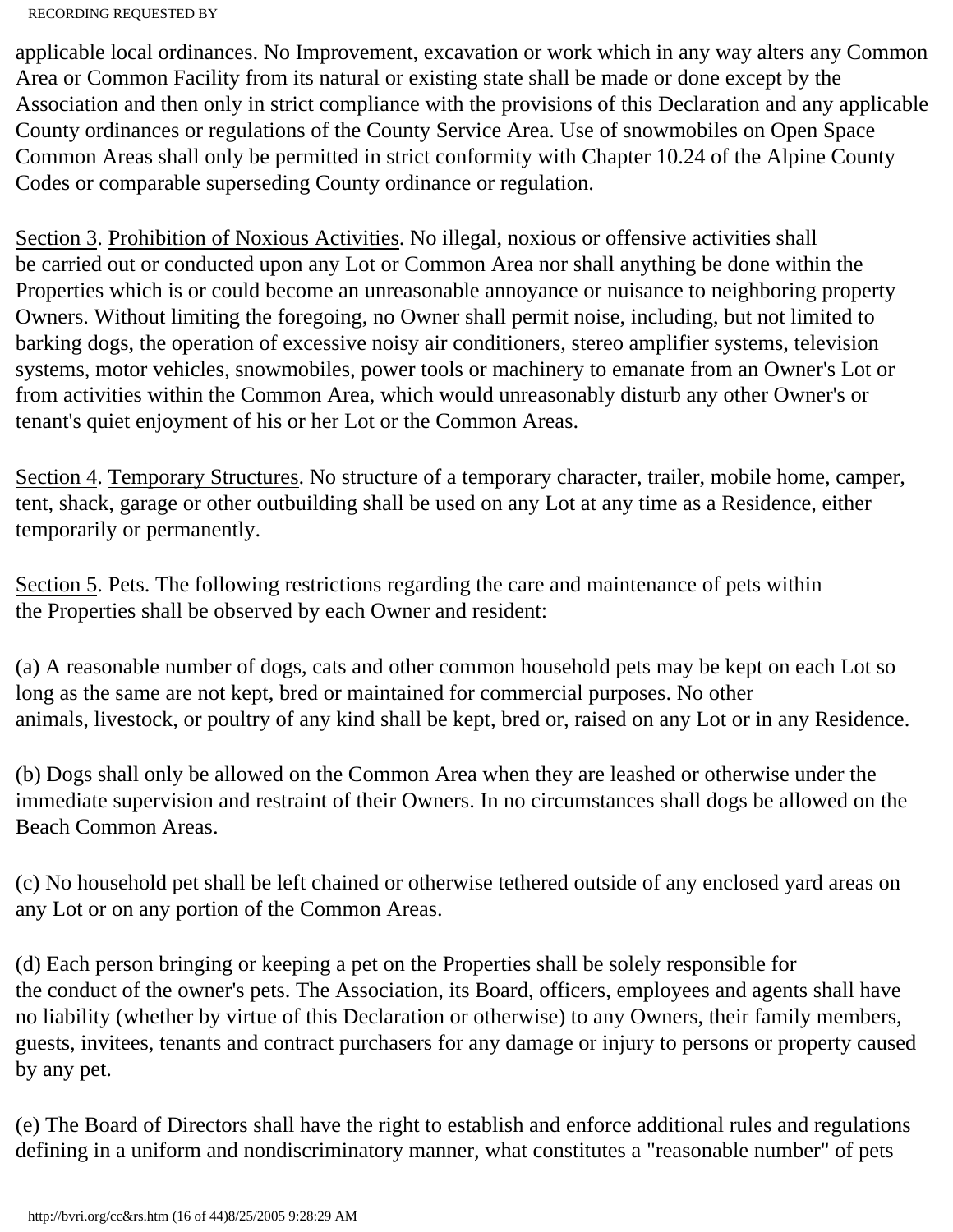applicable local ordinances. No Improvement, excavation or work which in any way alters any Common Area or Common Facility from its natural or existing state shall be made or done except by the Association and then only in strict compliance with the provisions of this Declaration and any applicable County ordinances or regulations of the County Service Area. Use of snowmobiles on Open Space Common Areas shall only be permitted in strict conformity with Chapter 10.24 of the Alpine County Codes or comparable superseding County ordinance or regulation.

<u>Section 3</u>. <u>Prohibition of Noxious Activities</u>. No illegal, noxious or offensive activities shall be carried out or conducted upon any Lot or Common Area nor shall anything be done within the Properties which is or could become an unreasonable annoyance or nuisance to neighboring property Owners. Without limiting the foregoing, no Owner shall permit noise, including, but not limited to barking dogs, the operation of excessive noisy air conditioners, stereo amplifier systems, television systems, motor vehicles, snowmobiles, power tools or machinery to emanate from an Owner's Lot or from activities within the Common Area, which would unreasonably disturb any other Owner's or tenant's quiet enjoyment of his or her Lot or the Common Areas.

<u>Section 4</u>. <u>Temporary Structures</u>. No structure of a temporary character, trailer, mobile home, camper, tent, shack, garage or other outbuilding shall be used on any Lot at any time as a Residence, either temporarily or permanently.

<u>Section 5</u>. Pets. The following restrictions regarding the care and maintenance of pets within the Properties shall be observed by each Owner and resident:

(a) A reasonable number of dogs, cats and other common household pets may be kept on each Lot so long as the same are not kept, bred or maintained for commercial purposes. No other animals, livestock, or poultry of any kind shall be kept, bred or, raised on any Lot or in any Residence.

(b) Dogs shall only be allowed on the Common Area when they are leashed or otherwise under the immediate supervision and restraint of their Owners. In no circumstances shall dogs be allowed on the Beach Common Areas.

(c) No household pet shall be left chained or otherwise tethered outside of any enclosed yard areas on any Lot or on any portion of the Common Areas.

(d) Each person bringing or keeping a pet on the Properties shall be solely responsible for the conduct of the owner's pets. The Association, its Board, officers, employees and agents shall have no liability (whether by virtue of this Declaration or otherwise) to any Owners, their family members, guests, invitees, tenants and contract purchasers for any damage or injury to persons or property caused by any pet.

(e) The Board of Directors shall have the right to establish and enforce additional rules and regulations defining in a uniform and nondiscriminatory manner, what constitutes a "reasonable number" of pets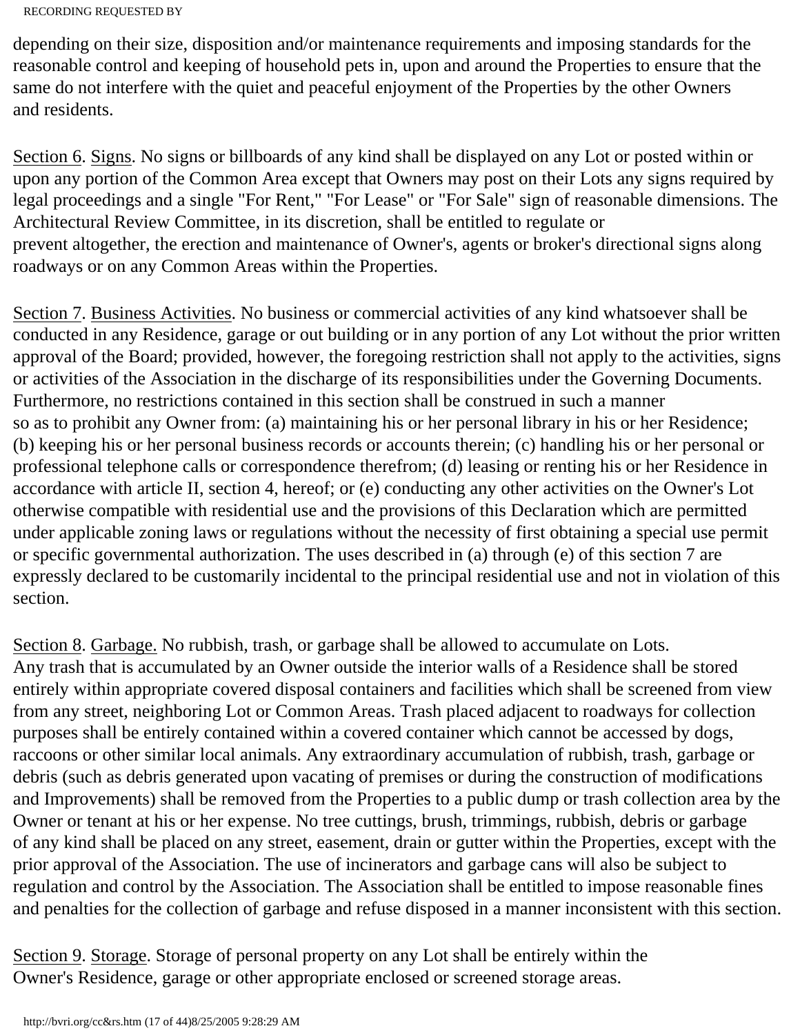depending on their size, disposition and/or maintenance requirements and imposing standards for the reasonable control and keeping of household pets in, upon and around the Properties to ensure that the same do not interfere with the quiet and peaceful enjoyment of the Properties by the other Owners and residents.

Section 6. Signs. No signs or billboards of any kind shall be displayed on any Lot or posted within or upon any portion of the Common Area except that Owners may post on their Lots any signs required by legal proceedings and a single "For Rent," "For Lease" or "For Sale" sign of reasonable dimensions. The Architectural Review Committee, in its discretion, shall be entitled to regulate or prevent altogether, the erection and maintenance of Owner's, agents or broker's directional signs along roadways or on any Common Areas within the Properties.

Section 7. Business Activities. No business or commercial activities of any kind whatsoever shall be conducted in any Residence, garage or out building or in any portion of any Lot without the prior written approval of the Board; provided, however, the foregoing restriction shall not apply to the activities, signs or activities of the Association in the discharge of its responsibilities under the Governing Documents. Furthermore, no restrictions contained in this section shall be construed in such a manner so as to prohibit any Owner from: (a) maintaining his or her personal library in his or her Residence; (b) keeping his or her personal business records or accounts therein; (c) handling his or her personal or professional telephone calls or correspondence therefrom; (d) leasing or renting his or her Residence in accordance with article II, section 4, hereof; or (e) conducting any other activities on the Owner's Lot otherwise compatible with residential use and the provisions of this Declaration which are permitted under applicable zoning laws or regulations without the necessity of first obtaining a special use permit or specific governmental authorization. The uses described in (a) through (e) of this section 7 are expressly declared to be customarily incidental to the principal residential use and not in violation of this section.

Section 8. Garbage. No rubbish, trash, or garbage shall be allowed to accumulate on Lots. Any trash that is accumulated by an Owner outside the interior walls of a Residence shall be stored entirely within appropriate covered disposal containers and facilities which shall be screened from view from any street, neighboring Lot or Common Areas. Trash placed adjacent to roadways for collection purposes shall be entirely contained within a covered container which cannot be accessed by dogs, raccoons or other similar local animals. Any extraordinary accumulation of rubbish, trash, garbage or debris (such as debris generated upon vacating of premises or during the construction of modifications and Improvements) shall be removed from the Properties to a public dump or trash collection area by the Owner or tenant at his or her expense. No tree cuttings, brush, trimmings, rubbish, debris or garbage of any kind shall be placed on any street, easement, drain or gutter within the Properties, except with the prior approval of the Association. The use of incinerators and garbage cans will also be subject to regulation and control by the Association. The Association shall be entitled to impose reasonable fines and penalties for the collection of garbage and refuse disposed in a manner inconsistent with this section.

Section 9. Storage. Storage of personal property on any Lot shall be entirely within the Owner's Residence, garage or other appropriate enclosed or screened storage areas.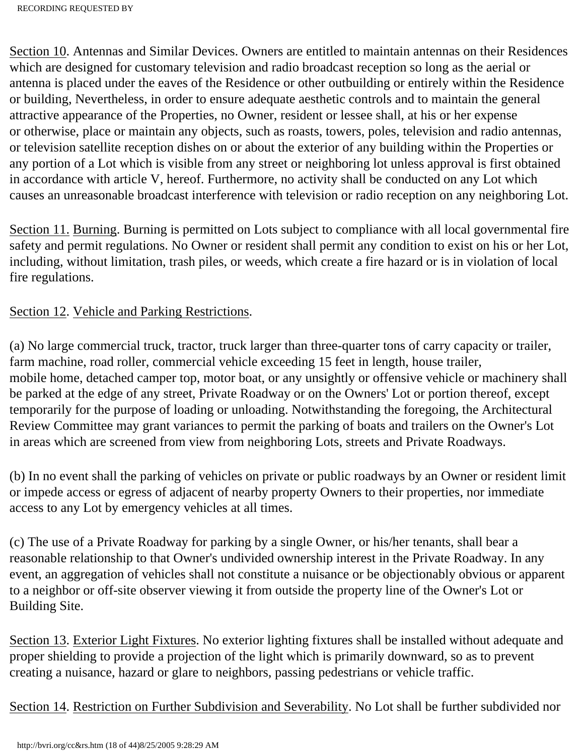Section 10. Antennas and Similar Devices. Owners are entitled to maintain antennas on their Residences which are designed for customary television and radio broadcast reception so long as the aerial or antenna is placed under the eaves of the Residence or other outbuilding or entirely within the Residence or building, Nevertheless, in order to ensure adequate aesthetic controls and to maintain the general attractive appearance of the Properties, no Owner, resident or lessee shall, at his or her expense or otherwise, place or maintain any objects, such as roasts, towers, poles, television and radio antennas, or television satellite reception dishes on or about the exterior of any building within the Properties or any portion of a Lot which is visible from any street or neighboring lot unless approval is first obtained in accordance with article V, hereof. Furthermore, no activity shall be conducted on any Lot which causes an unreasonable broadcast interference with television or radio reception on any neighboring Lot.

Section 11. Burning. Burning is permitted on Lots subject to compliance with all local governmental fire safety and permit regulations. No Owner or resident shall permit any condition to exist on his or her Lot, including, without limitation, trash piles, or weeds, which create a fire hazard or is in violation of local fire regulations.

Section 12. Vehicle and Parking Restrictions.

(a) No large commercial truck, tractor, truck larger than three-quarter tons of carry capacity or trailer, farm machine, road roller, commercial vehicle exceeding 15 feet in length, house trailer, mobile home, detached camper top, motor boat, or any unsightly or offensive vehicle or machinery shall be parked at the edge of any street, Private Roadway or on the Owners' Lot or portion thereof, except temporarily for the purpose of loading or unloading. Notwithstanding the foregoing, the Architectural Review Committee may grant variances to permit the parking of boats and trailers on the Owner's Lot in areas which are screened from view from neighboring Lots, streets and Private Roadways.

(b) In no event shall the parking of vehicles on private or public roadways by an Owner or resident limit or impede access or egress of adjacent of nearby property Owners to their properties, nor immediate access to any Lot by emergency vehicles at all times.

(c) The use of a Private Roadway for parking by a single Owner, or his/her tenants, shall bear a reasonable relationship to that Owner's undivided ownership interest in the Private Roadway. In any event, an aggregation of vehicles shall not constitute a nuisance or be objectionably obvious or apparent to a neighbor or off-site observer viewing it from outside the property line of the Owner's Lot or Building Site.

Section 13. Exterior Light Fixtures. No exterior lighting fixtures shall be installed without adequate and proper shielding to provide a projection of the light which is primarily downward, so as to prevent creating a nuisance, hazard or glare to neighbors, passing pedestrians or vehicle traffic.

Section 14. Restriction on Further Subdivision and Severability. No Lot shall be further subdivided nor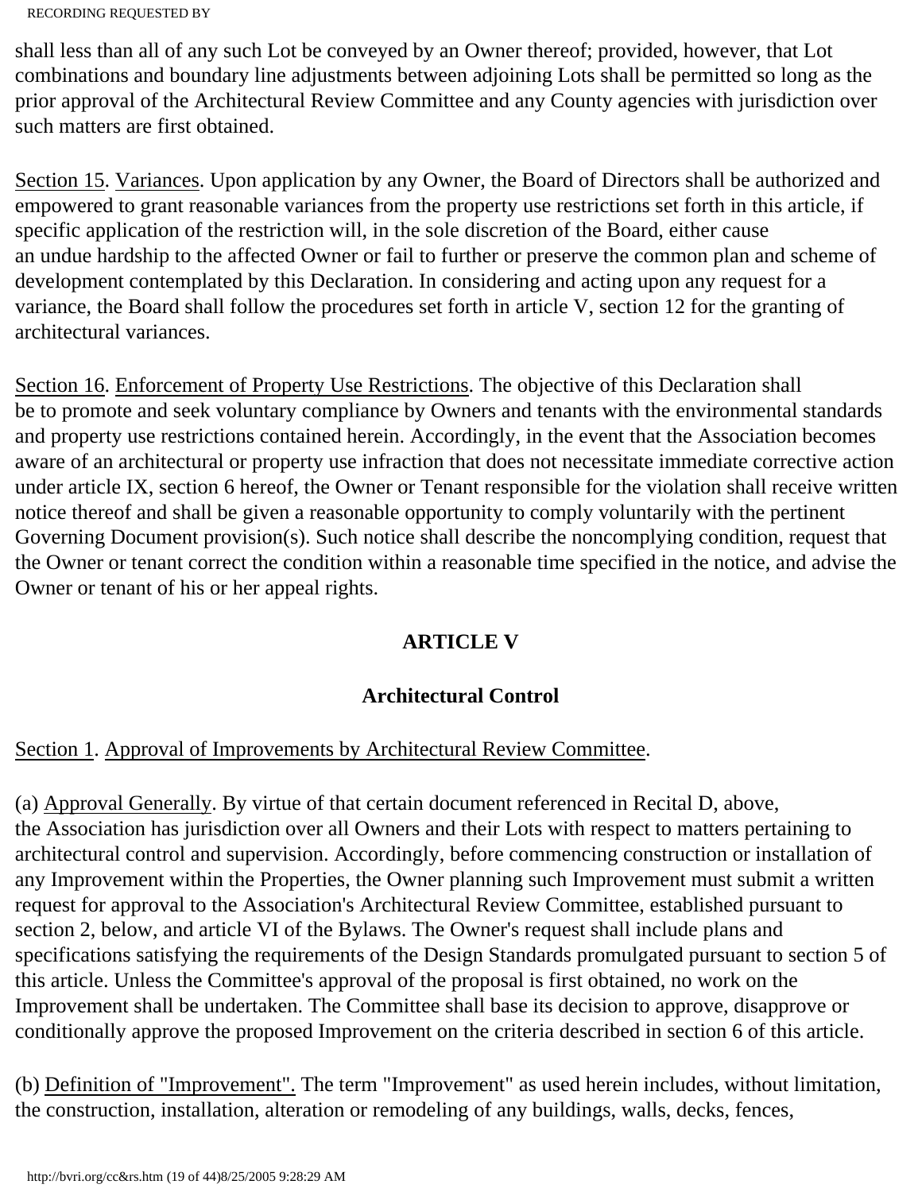shall less than all of any such Lot be conveyed by an Owner thereof; provided, however, that Lot combinations and boundary line adjustments between adjoining Lots shall be permitted so long as the prior approval of the Architectural Review Committee and any County agencies with jurisdiction over such matters are first obtained.

Section 15. Variances. Upon application by any Owner, the Board of Directors shall be authorized and empowered to grant reasonable variances from the property use restrictions set forth in this article, if specific application of the restriction will, in the sole discretion of the Board, either cause an undue hardship to the affected Owner or fail to further or preserve the common plan and scheme of development contemplated by this Declaration. In considering and acting upon any request for a variance, the Board shall follow the procedures set forth in article V, section 12 for the granting of architectural variances.

Section 16. Enforcement of Property Use Restrictions. The objective of this Declaration shall be to promote and seek voluntary compliance by Owners and tenants with the environmental standards and property use restrictions contained herein. Accordingly, in the event that the Association becomes aware of an architectural or property use infraction that does not necessitate immediate corrective action under article IX, section 6 hereof, the Owner or Tenant responsible for the violation shall receive written notice thereof and shall be given a reasonable opportunity to comply voluntarily with the pertinent Governing Document provision(s). Such notice shall describe the noncomplying condition, request that the Owner or tenant correct the condition within a reasonable time specified in the notice, and advise the Owner or tenant of his or her appeal rights.

## ARTICLE V

## Architectural Control

Section 1. Approval of Improvements by Architectural Review Committee.

(a) Approval Generally. By virtue of that certain document referenced in Recital D, above, the Association has jurisdiction over all Owners and their Lots with respect to matters pertaining to architectural control and supervision. Accordingly, before commencing construction or installation of any Improvement within the Properties, the Owner planning such Improvement must submit a written request for approval to the Association's Architectural Review Committee, established pursuant to section 2, below, and article VI of the Bylaws. The Owner's request shall include plans and specifications satisfying the requirements of the Design Standards promulgated pursuant to section 5 of this article. Unless the Committee's approval of the proposal is first obtained, no work on the Improvement shall be undertaken. The Committee shall base its decision to approve, disapprove or conditionally approve the proposed Improvement on the criteria described in section 6 of this article.

(b) Definition of "Improvement". The term "Improvement" as used herein includes, without limitation, the construction, installation, alteration or remodeling of any buildings, walls, decks, fences,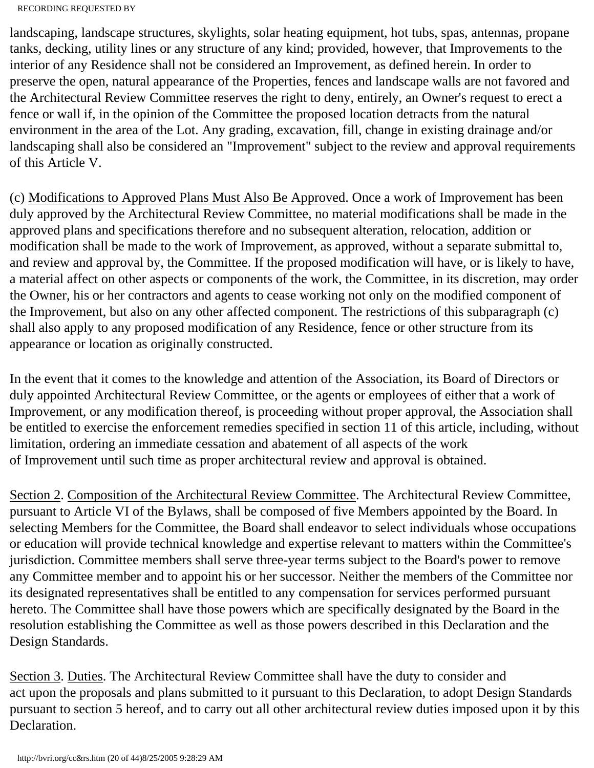landscaping, landscape structures, skylights, solar heating equipment, hot tubs, spas, antennas, propane tanks, decking, utility lines or any structure of any kind; provided, however, that Improvements to the interior of any Residence shall not be considered an Improvement, as defined herein. In order to preserve the open, natural appearance of the Properties, fences and landscape walls are not favored and the Architectural Review Committee reserves the right to deny, entirely, an Owner's request to erect a fence or wall if, in the opinion of the Committee the proposed location detracts from the natural environment in the area of the Lot. Any grading, excavation, fill, change in existing drainage and/or landscaping shall also be considered an "Improvement" subject to the review and approval requirements of this Article V.

(c) Modifications to Approved Plans Must Also Be Approved. Once a work of Improvement has been duly approved by the Architectural Review Committee, no material modifications shall be made in the approved plans and specifications therefore and no subsequent alteration, relocation, addition or modification shall be made to the work of Improvement, as approved, without a separate submittal to, and review and approval by, the Committee. If the proposed modification will have, or is likely to have, a material affect on other aspects or components of the work, the Committee, in its discretion, may order the Owner, his or her contractors and agents to cease working not only on the modified component of the Improvement, but also on any other affected component. The restrictions of this subparagraph (c) shall also apply to any proposed modification of any Residence, fence or other structure from its appearance or location as originally constructed.

In the event that it comes to the knowledge and attention of the Association, its Board of Directors or duly appointed Architectural Review Committee, or the agents or employees of either that a work of Improvement, or any modification thereof, is proceeding without proper approval, the Association shall be entitled to exercise the enforcement remedies specified in section 11 of this article, including, without limitation, ordering an immediate cessation and abatement of all aspects of the work of Improvement until such time as proper architectural review and approval is obtained.

Section 2. Composition of the Architectural Review Committee. The Architectural Review Committee, pursuant to Article VI of the Bylaws, shall be composed of five Members appointed by the Board. In selecting Members for the Committee, the Board shall endeavor to select individuals whose occupations or education will provide technical knowledge and expertise relevant to matters within the Committee's jurisdiction. Committee members shall serve three-year terms subject to the Board's power to remove any Committee member and to appoint his or her successor. Neither the members of the Committee nor its designated representatives shall be entitled to any compensation for services performed pursuant hereto. The Committee shall have those powers which are specifically designated by the Board in the resolution establishing the Committee as well as those powers described in this Declaration and the Design Standards.

Section 3. Duties. The Architectural Review Committee shall have the duty to consider and act upon the proposals and plans submitted to it pursuant to this Declaration, to adopt Design Standards pursuant to section 5 hereof, and to carry out all other architectural review duties imposed upon it by this Declaration.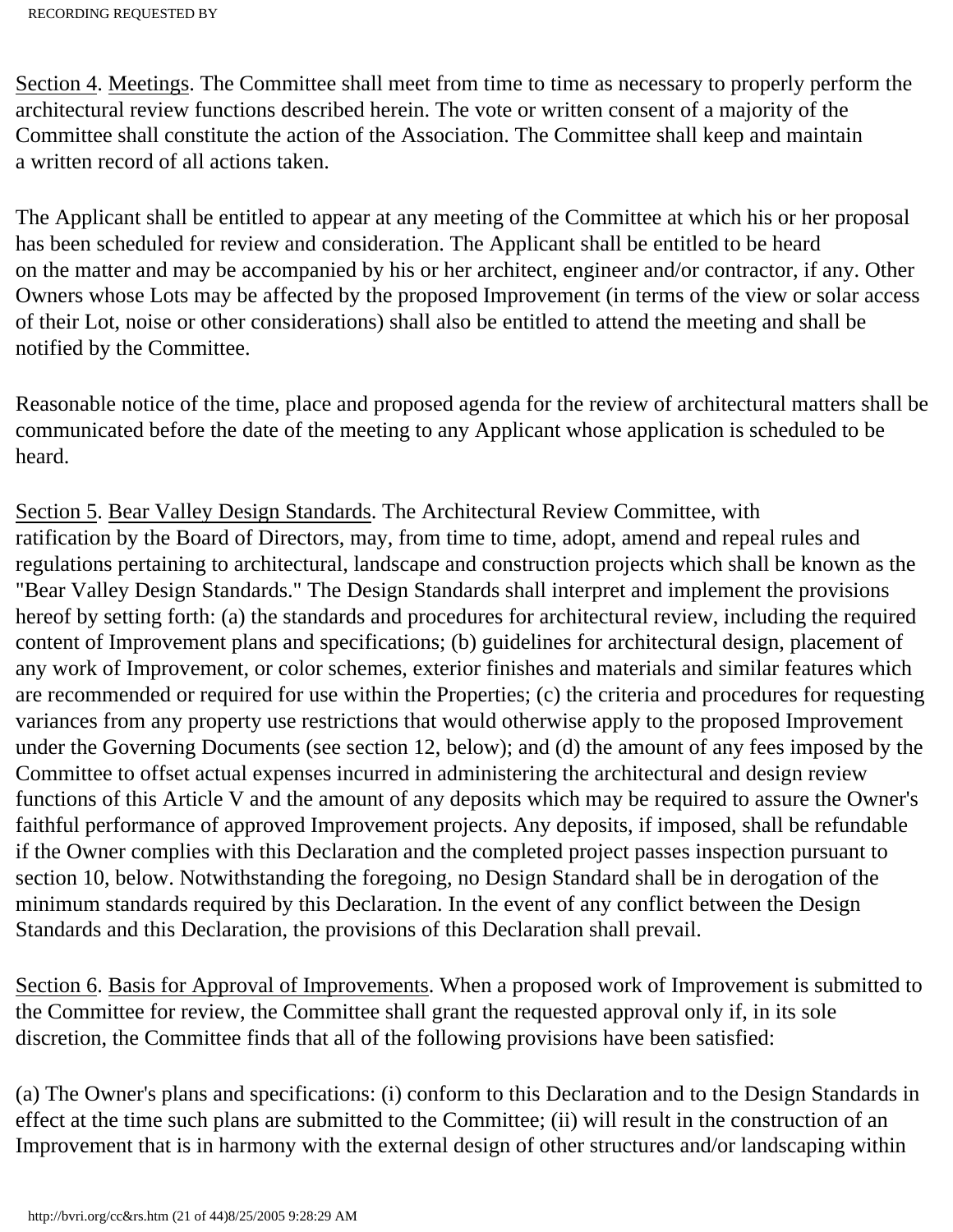Section 4. Meetings. The Committee shall meet from time to time as necessary to properly perform the architectural review functions described herein. The vote or written consent of a majority of the Committee shall constitute the action of the Association. The Committee shall keep and maintain a written record of all actions taken.

The Applicant shall be entitled to appear at any meeting of the Committee at which his or her proposal has been scheduled for review and consideration. The Applicant shall be entitled to be heard on the matter and may be accompanied by his or her architect, engineer and/or contractor, if any. Other Owners whose Lots may be affected by the proposed Improvement (in terms of the view or solar access of their Lot, noise or other considerations) shall also be entitled to attend the meeting and shall be notified by the Committee.

Reasonable notice of the time, place and proposed agenda for the review of architectural matters shall be communicated before the date of the meeting to any Applicant whose application is scheduled to be heard.

Section 5. Bear Valley Design Standards. The Architectural Review Committee, with ratification by the Board of Directors, may, from time to time, adopt, amend and repeal rules and regulations pertaining to architectural, landscape and construction projects which shall be known as the "Bear Valley Design Standards." The Design Standards shall interpret and implement the provisions hereof by setting forth: (a) the standards and procedures for architectural review, including the required content of Improvement plans and specifications; (b) guidelines for architectural design, placement of any work of Improvement, or color schemes, exterior finishes and materials and similar features which are recommended or required for use within the Properties; (c) the criteria and procedures for requesting variances from any property use restrictions that would otherwise apply to the proposed Improvement under the Governing Documents (see section 12, below); and (d) the amount of any fees imposed by the Committee to offset actual expenses incurred in administering the architectural and design review functions of this Article V and the amount of any deposits which may be required to assure the Owner's faithful performance of approved Improvement projects. Any deposits, if imposed, shall be refundable if the Owner complies with this Declaration and the completed project passes inspection pursuant to section 10, below. Notwithstanding the foregoing, no Design Standard shall be in derogation of the minimum standards required by this Declaration. In the event of any conflict between the Design Standards and this Declaration, the provisions of this Declaration shall prevail.

Section 6. Basis for Approval of Improvements. When a proposed work of Improvement is submitted to the Committee for review, the Committee shall grant the requested approval only if, in its sole discretion, the Committee finds that all of the following provisions have been satisfied:

(a) The Owner's plans and specifications: (i) conform to this Declaration and to the Design Standards in effect at the time such plans are submitted to the Committee; (ii) will result in the construction of an Improvement that is in harmony with the external design of other structures and/or landscaping within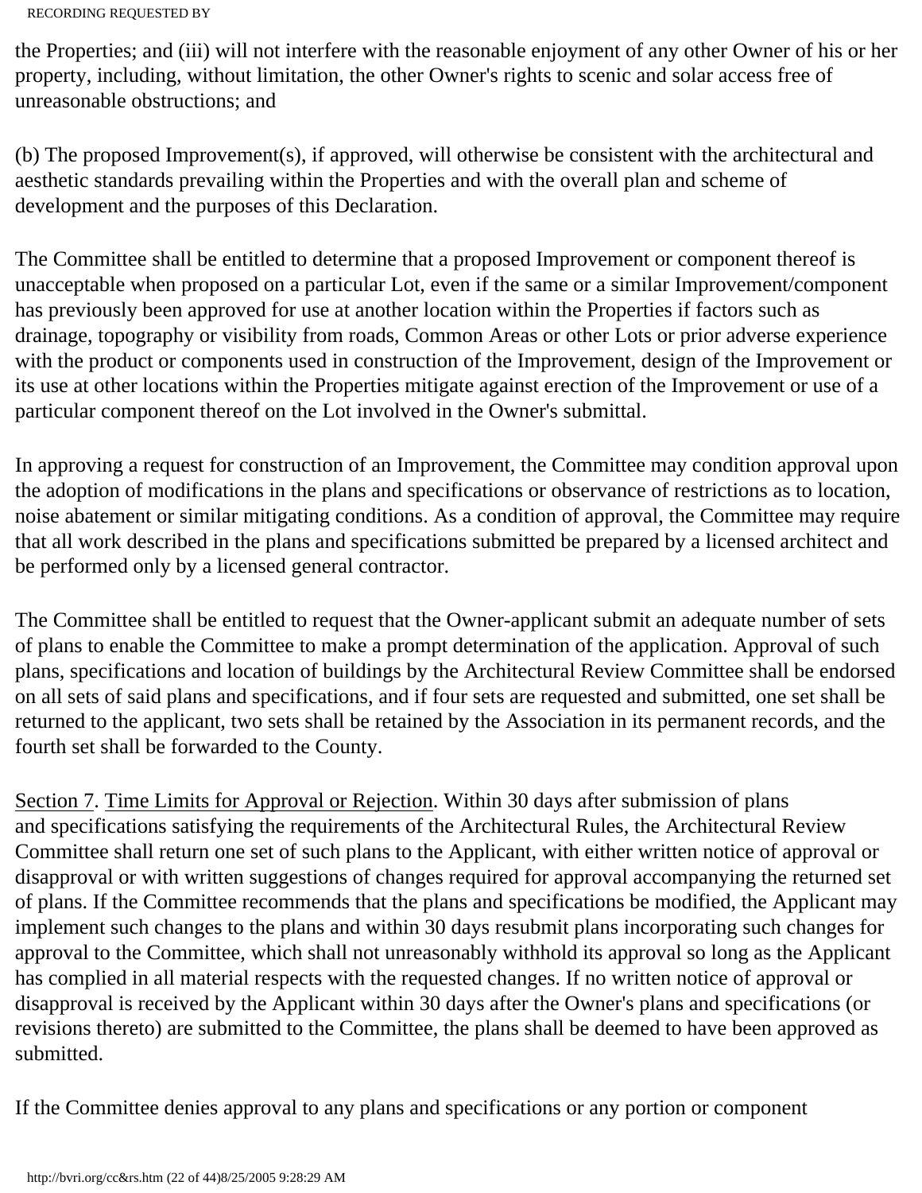the Properties; and (iii) will not interfere with the reasonable enjoyment of any other Owner of his or her property, including, without limitation, the other Owner's rights to scenic and solar access free of unreasonable obstructions; and

(b) The proposed Improvement(s), if approved, will otherwise be consistent with the architectural and aesthetic standards prevailing within the Properties and with the overall plan and scheme of development and the purposes of this Declaration.

The Committee shall be entitled to determine that a proposed Improvement or component thereof is unacceptable when proposed on a particular Lot, even if the same or a similar Improvement/component has previously been approved for use at another location within the Properties if factors such as drainage, topography or visibility from roads, Common Areas or other Lots or prior adverse experience with the product or components used in construction of the Improvement, design of the Improvement or its use at other locations within the Properties mitigate against erection of the Improvement or use of a particular component thereof on the Lot involved in the Owner's submittal.

In approving a request for construction of an Improvement, the Committee may condition approval upon the adoption of modifications in the plans and specifications or observance of restrictions as to location, noise abatement or similar mitigating conditions. As a condition of approval, the Committee may require that all work described in the plans and specifications submitted be prepared by a licensed architect and be performed only by a licensed general contractor.

The Committee shall be entitled to request that the Owner-applicant submit an adequate number of sets of plans to enable the Committee to make a prompt determination of the application. Approval of such plans, specifications and location of buildings by the Architectural Review Committee shall be endorsed on all sets of said plans and specifications, and if four sets are requested and submitted, one set shall be returned to the applicant, two sets shall be retained by the Association in its permanent records, and the fourth set shall be forwarded to the County.

<u>Section 7</u>. <u>Time Limits for Approval or Rejection</u>. Within 30 days after submission of plans and specifications satisfying the requirements of the Architectural Rules, the Architectural Review Committee shall return one set of such plans to the Applicant, with either written notice of approval or disapproval or with written suggestions of changes required for approval accompanying the returned set of plans. If the Committee recommends that the plans and specifications be modified, the Applicant may implement such changes to the plans and within 30 days resubmit plans incorporating such changes for approval to the Committee, which shall not unreasonably withhold its approval so long as the Applicant has complied in all material respects with the requested changes. If no written notice of approval or disapproval is received by the Applicant within 30 days after the Owner's plans and specifications (or revisions thereto) are submitted to the Committee, the plans shall be deemed to have been approved as submitted.

If the Committee denies approval to any plans and specifications or any portion or component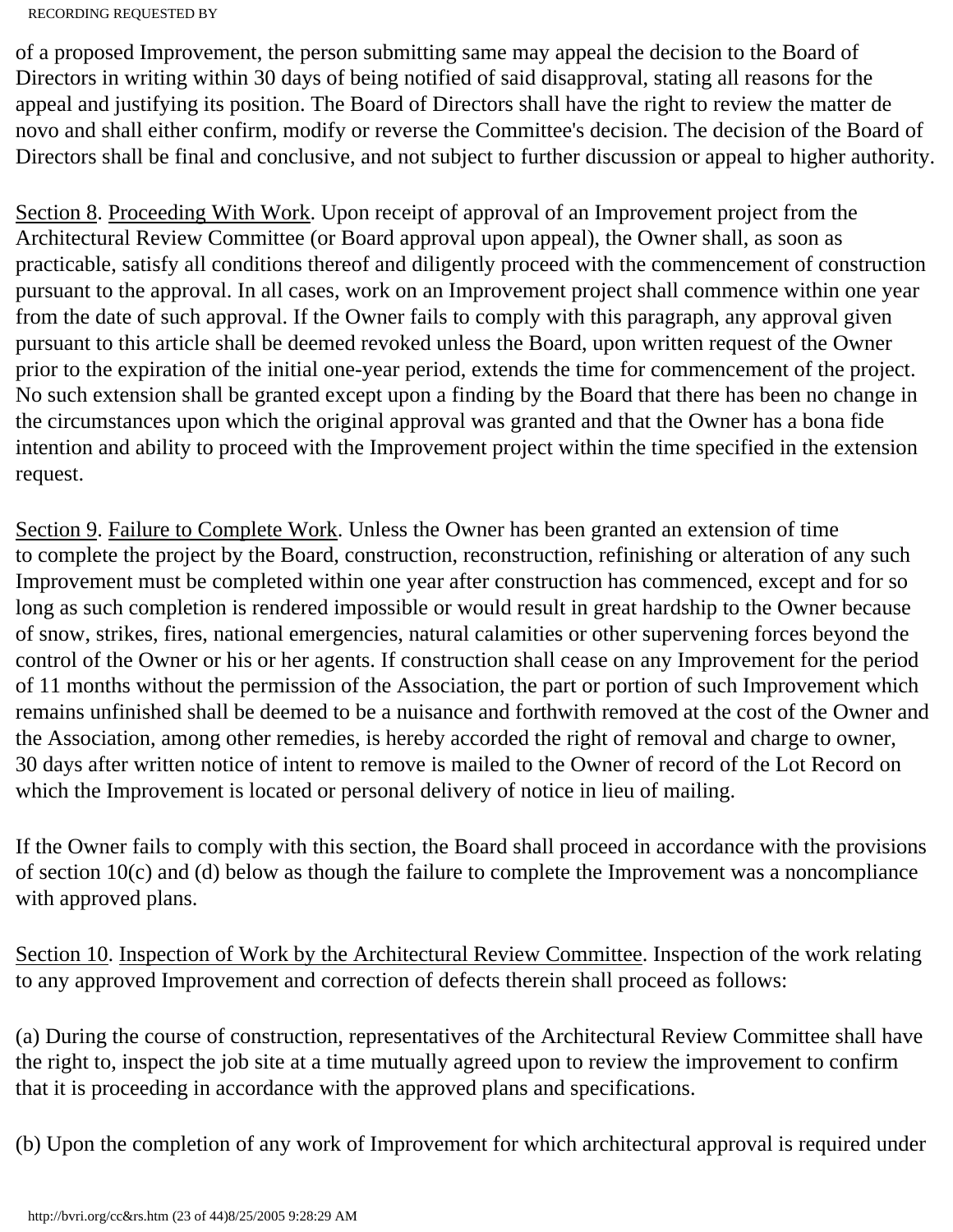of a proposed Improvement, the person submitting same may appeal the decision to the Board of Directors in writing within 30 days of being notified of said disapproval, stating all reasons for the appeal and justifying its position. The Board of Directors shall have the right to review the matter de novo and shall either confirm, modify or reverse the Committee's decision. The decision of the Board of Directors shall be final and conclusive, and not subject to further discussion or appeal to higher authority.

<u>Section 8</u>. <u>Proceeding With Work</u>. Upon receipt of approval of an Improvement project from the Architectural Review Committee (or Board approval upon appeal), the Owner shall, as soon as practicable, satisfy all conditions thereof and diligently proceed with the commencement of construction pursuant to the approval. In all cases, work on an Improvement project shall commence within one year from the date of such approval. If the Owner fails to comply with this paragraph, any approval given pursuant to this article shall be deemed revoked unless the Board, upon written request of the Owner prior to the expiration of the initial one-year period, extends the time for commencement of the project. No such extension shall be granted except upon a finding by the Board that there has been no change in the circumstances upon which the original approval was granted and that the Owner has a bona fide intention and ability to proceed with the Improvement project within the time specified in the extension request.

<u>Section 9</u>. <u>Failure to Complete Work</u>. Unless the Owner has been granted an extension of time to complete the project by the Board, construction, reconstruction, refinishing or alteration of any such Improvement must be completed within one year after construction has commenced, except and for so long as such completion is rendered impossible or would result in great hardship to the Owner because of snow, strikes, fires, national emergencies, natural calamities or other supervening forces beyond the control of the Owner or his or her agents. If construction shall cease on any Improvement for the period of 11 months without the permission of the Association, the part or portion of such Improvement which remains unfinished shall be deemed to be a nuisance and forthwith removed at the cost of the Owner and the Association, among other remedies, is hereby accorded the right of removal and charge to owner, 30 days after written notice of intent to remove is mailed to the Owner of record of the Lot Record on which the Improvement is located or personal delivery of notice in lieu of mailing.

If the Owner fails to comply with this section, the Board shall proceed in accordance with the provisions of section 10(c) and (d) below as though the failure to complete the Improvement was a noncompliance with approved plans.

<u>Section 10</u>. <u>Inspection of Work by the Architectural Review Committee</u>. Inspection of the work relating to any approved Improvement and correction of defects therein shall proceed as follows:

(a) During the course of construction, representatives of the Architectural Review Committee shall have the right to, inspect the job site at a time mutually agreed upon to review the improvement to confirm that it is proceeding in accordance with the approved plans and specifications.

(b) Upon the completion of any work of Improvement for which architectural approval is required under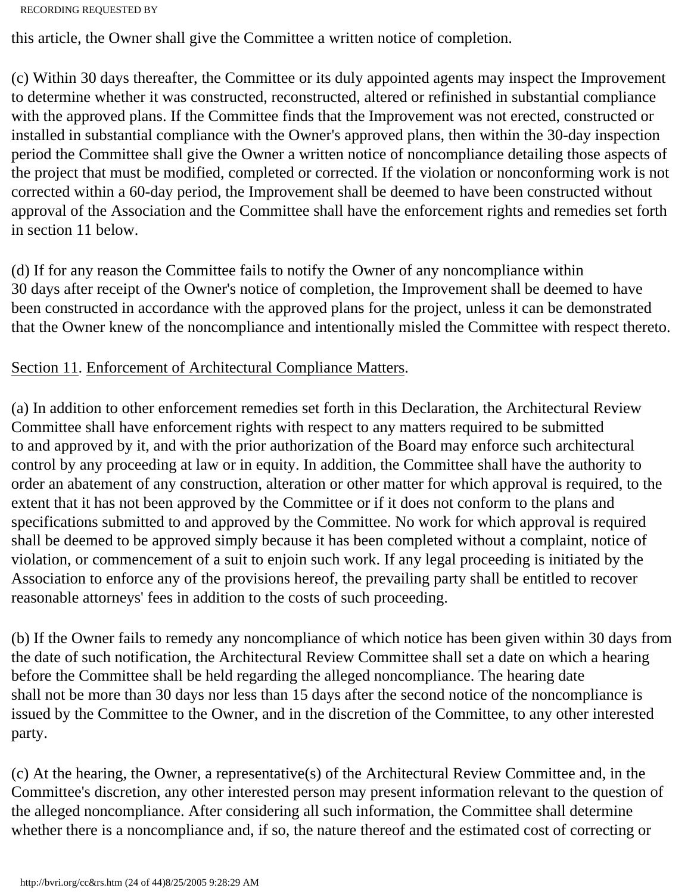this article, the Owner shall give the Committee a written notice of completion.

(c) Within 30 days thereafter, the Committee or its duly appointed agents may inspect the Improvement to determine whether it was constructed, reconstructed, altered or refinished in substantial compliance with the approved plans. If the Committee finds that the Improvement was not erected, constructed or installed in substantial compliance with the Owner's approved plans, then within the 30-day inspection period the Committee shall give the Owner a written notice of noncompliance detailing those aspects of the project that must be modified, completed or corrected. If the violation or nonconforming work is not corrected within a 60-day period, the Improvement shall be deemed to have been constructed without approval of the Association and the Committee shall have the enforcement rights and remedies set forth in section 11 below.

(d) If for any reason the Committee fails to notify the Owner of any noncompliance within 30 days after receipt of the Owner's notice of completion, the Improvement shall be deemed to have been constructed in accordance with the approved plans for the project, unless it can be demonstrated that the Owner knew of the noncompliance and intentionally misled the Committee with respect thereto.

Section 11. Enforcement of Architectural Compliance Matters.

(a) In addition to other enforcement remedies set forth in this Declaration, the Architectural Review Committee shall have enforcement rights with respect to any matters required to be submitted to and approved by it, and with the prior authorization of the Board may enforce such architectural control by any proceeding at law or in equity. In addition, the Committee shall have the authority to order an abatement of any construction, alteration or other matter for which approval is required, to the extent that it has not been approved by the Committee or if it does not conform to the plans and specifications submitted to and approved by the Committee. No work for which approval is required shall be deemed to be approved simply because it has been completed without a complaint, notice of violation, or commencement of a suit to enjoin such work. If any legal proceeding is initiated by the Association to enforce any of the provisions hereof, the prevailing party shall be entitled to recover reasonable attorneys' fees in addition to the costs of such proceeding.

(b) If the Owner fails to remedy any noncompliance of which notice has been given within 30 days from the date of such notification, the Architectural Review Committee shall set a date on which a hearing before the Committee shall be held regarding the alleged noncompliance. The hearing date shall not be more than 30 days nor less than 15 days after the second notice of the noncompliance is issued by the Committee to the Owner, and in the discretion of the Committee, to any other interested party.

(c) At the hearing, the Owner, a representative(s) of the Architectural Review Committee and, in the Committee's discretion, any other interested person may present information relevant to the question of the alleged noncompliance. After considering all such information, the Committee shall determine whether there is a noncompliance and, if so, the nature thereof and the estimated cost of correcting or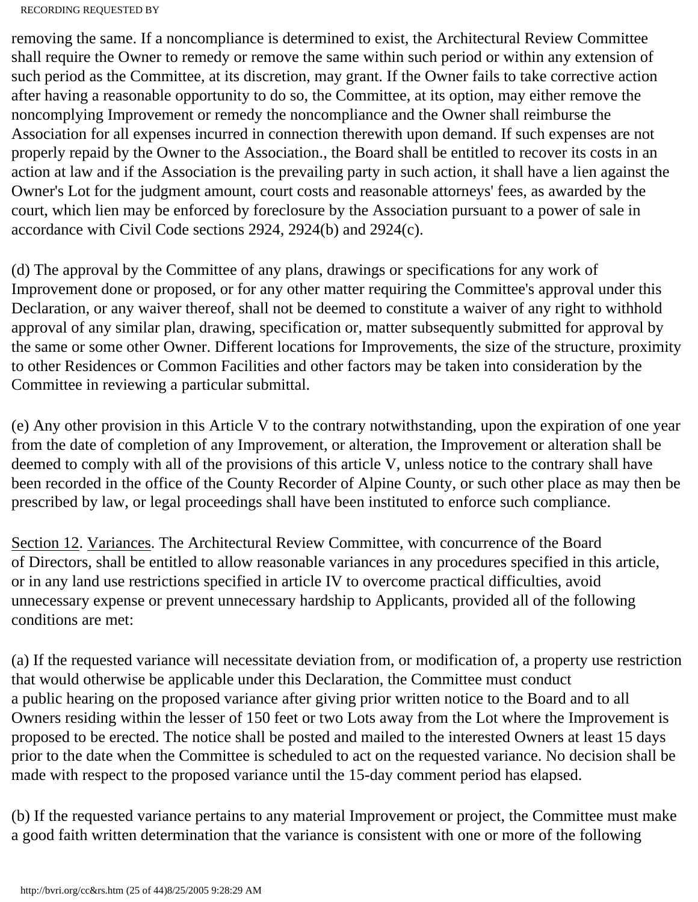removing the same. If a noncompliance is determined to exist, the Architectural Review Committee shall require the Owner to remedy or remove the same within such period or within any extension of such period as the Committee, at its discretion, may grant. If the Owner fails to take corrective action after having a reasonable opportunity to do so, the Committee, at its option, may either remove the noncomplying Improvement or remedy the noncompliance and the Owner shall reimburse the Association for all expenses incurred in connection therewith upon demand. If such expenses are not properly repaid by the Owner to the Association., the Board shall be entitled to recover its costs in an action at law and if the Association is the prevailing party in such action, it shall have a lien against the Owner's Lot for the judgment amount, court costs and reasonable attorneys' fees, as awarded by the court, which lien may be enforced by foreclosure by the Association pursuant to a power of sale in accordance with Civil Code sections 2924, 2924(b) and 2924(c).

(d) The approval by the Committee of any plans, drawings or specifications for any work of Improvement done or proposed, or for any other matter requiring the Committee's approval under this Declaration, or any waiver thereof, shall not be deemed to constitute a waiver of any right to withhold approval of any similar plan, drawing, specification or, matter subsequently submitted for approval by the same or some other Owner. Different locations for Improvements, the size of the structure, proximity to other Residences or Common Facilities and other factors may be taken into consideration by the Committee in reviewing a particular submittal.

(e) Any other provision in this Article V to the contrary notwithstanding, upon the expiration of one year from the date of completion of any Improvement, or alteration, the Improvement or alteration shall be deemed to comply with all of the provisions of this article V, unless notice to the contrary shall have been recorded in the office of the County Recorder of Alpine County, or such other place as may then be prescribed by law, or legal proceedings shall have been instituted to enforce such compliance.

Section 12. Variances. The Architectural Review Committee, with concurrence of the Board of Directors, shall be entitled to allow reasonable variances in any procedures specified in this article, or in any land use restrictions specified in article IV to overcome practical difficulties, avoid unnecessary expense or prevent unnecessary hardship to Applicants, provided all of the following conditions are met:

(a) If the requested variance will necessitate deviation from, or modification of, a property use restriction that would otherwise be applicable under this Declaration, the Committee must conduct a public hearing on the proposed variance after giving prior written notice to the Board and to all Owners residing within the lesser of 150 feet or two Lots away from the Lot where the Improvement is proposed to be erected. The notice shall be posted and mailed to the interested Owners at least 15 days prior to the date when the Committee is scheduled to act on the requested variance. No decision shall be made with respect to the proposed variance until the 15-day comment period has elapsed.

(b) If the requested variance pertains to any material Improvement or project, the Committee must make a good faith written determination that the variance is consistent with one or more of the following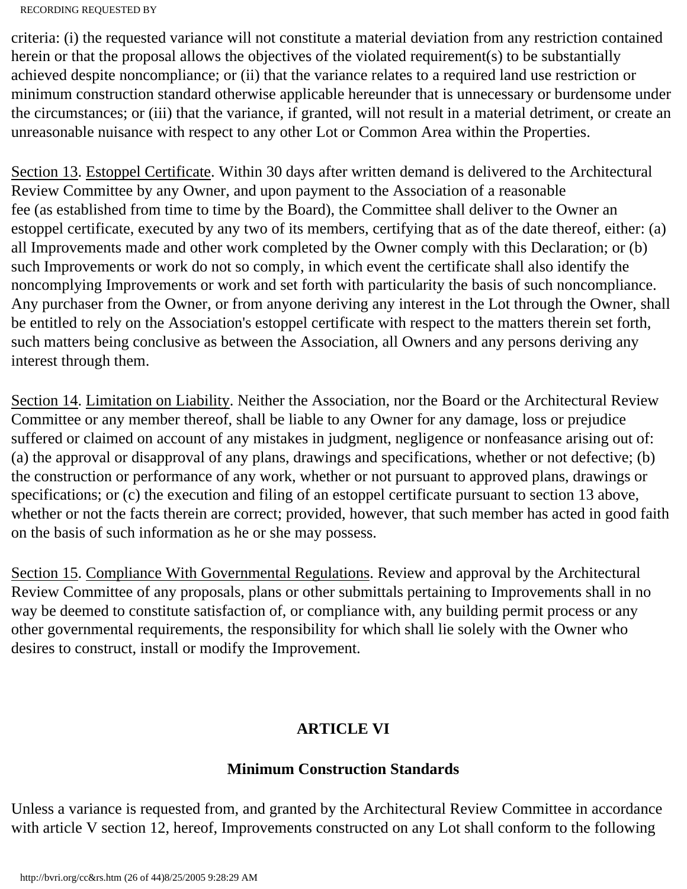criteria: (i) the requested variance will not constitute a material deviation from any restriction contained herein or that the proposal allows the objectives of the violated requirement(s) to be substantially achieved despite noncompliance; or (ii) that the variance relates to a required land use restriction or minimum construction standard otherwise applicable hereunder that is unnecessary or burdensome under the circumstances; or (iii) that the variance, if granted, will not result in a material detriment, or create an unreasonable nuisance with respect to any other Lot or Common Area within the Properties.

Section 13. Estoppel Certificate. Within 30 days after written demand is delivered to the Architectural Review Committee by any Owner, and upon payment to the Association of a reasonable fee (as established from time to time by the Board), the Committee shall deliver to the Owner an estoppel certificate, executed by any two of its members, certifying that as of the date thereof, either: (a) all Improvements made and other work completed by the Owner comply with this Declaration; or (b) such Improvements or work do not so comply, in which event the certificate shall also identify the noncomplying Improvements or work and set forth with particularity the basis of such noncompliance. Any purchaser from the Owner, or from anyone deriving any interest in the Lot through the Owner, shall be entitled to rely on the Association's estoppel certificate with respect to the matters therein set forth, such matters being conclusive as between the Association, all Owners and any persons deriving any interest through them.

Section 14. Limitation on Liability. Neither the Association, nor the Board or the Architectural Review Committee or any member thereof, shall be liable to any Owner for any damage, loss or prejudice suffered or claimed on account of any mistakes in judgment, negligence or nonfeasance arising out of: (a) the approval or disapproval of any plans, drawings and specifications, whether or not defective; (b) the construction or performance of any work, whether or not pursuant to approved plans, drawings or specifications; or (c) the execution and filing of an estoppel certificate pursuant to section 13 above, whether or not the facts therein are correct; provided, however, that such member has acted in good faith on the basis of such information as he or she may possess.

Section 15. Compliance With Governmental Regulations. Review and approval by the Architectural Review Committee of any proposals, plans or other submittals pertaining to Improvements shall in no way be deemed to constitute satisfaction of, or compliance with, any building permit process or any other governmental requirements, the responsibility for which shall lie solely with the Owner who desires to construct, install or modify the Improvement.

## ARTICLE VI

## Minimum Construction Standards

Unless a variance is requested from, and granted by the Architectural Review Committee in accordance with article V section 12, hereof, Improvements constructed on any Lot shall conform to the following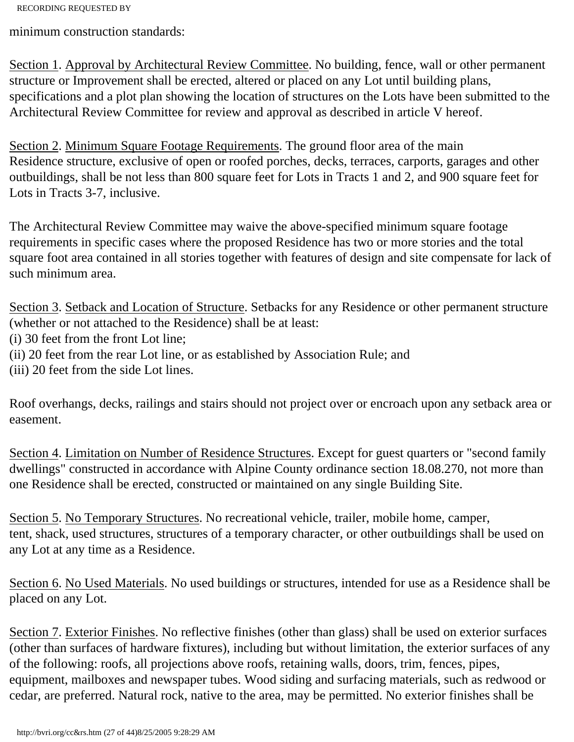minimum construction standards:

Section 1. Approval by Architectural Review Committee. No building, fence, wall or other permanent structure or Improvement shall be erected, altered or placed on any Lot until building plans, specifications and a plot plan showing the location of structures on the Lots have been submitted to the Architectural Review Committee for review and approval as described in article V hereof.

Section 2. Minimum Square Footage Requirements. The ground floor area of the main Residence structure, exclusive of open or roofed porches, decks, terraces, carports, garages and other outbuildings, shall be not less than 800 square feet for Lots in Tracts 1 and 2, and 900 square feet for Lots in Tracts 3-7, inclusive.

The Architectural Review Committee may waive the above-specified minimum square footage requirements in specific cases where the proposed Residence has two or more stories and the total square foot area contained in all stories together with features of design and site compensate for lack of such minimum area.

Section 3. Setback and Location of Structure. Setbacks for any Residence or other permanent structure (whether or not attached to the Residence) shall be at least:
(i) 30 feet from the front Lot line;
(ii) 20 feet from the rear Lot line, or as established by Association Rule; and
(iii) 20 feet from the side Lot lines.

Roof overhangs, decks, railings and stairs should not project over or encroach upon any setback area or easement.

Section 4. Limitation on Number of Residence Structures. Except for guest quarters or "second family dwellings" constructed in accordance with Alpine County ordinance section 18.08.270, not more than one Residence shall be erected, constructed or maintained on any single Building Site.

Section 5. No Temporary Structures. No recreational vehicle, trailer, mobile home, camper, tent, shack, used structures, structures of a temporary character, or other outbuildings shall be used on any Lot at any time as a Residence.

Section 6. No Used Materials. No used buildings or structures, intended for use as a Residence shall be placed on any Lot.

Section 7. Exterior Finishes. No reflective finishes (other than glass) shall be used on exterior surfaces (other than surfaces of hardware fixtures), including but without limitation, the exterior surfaces of any of the following: roofs, all projections above roofs, retaining walls, doors, trim, fences, pipes, equipment, mailboxes and newspaper tubes. Wood siding and surfacing materials, such as redwood or cedar, are preferred. Natural rock, native to the area, may be permitted. No exterior finishes shall be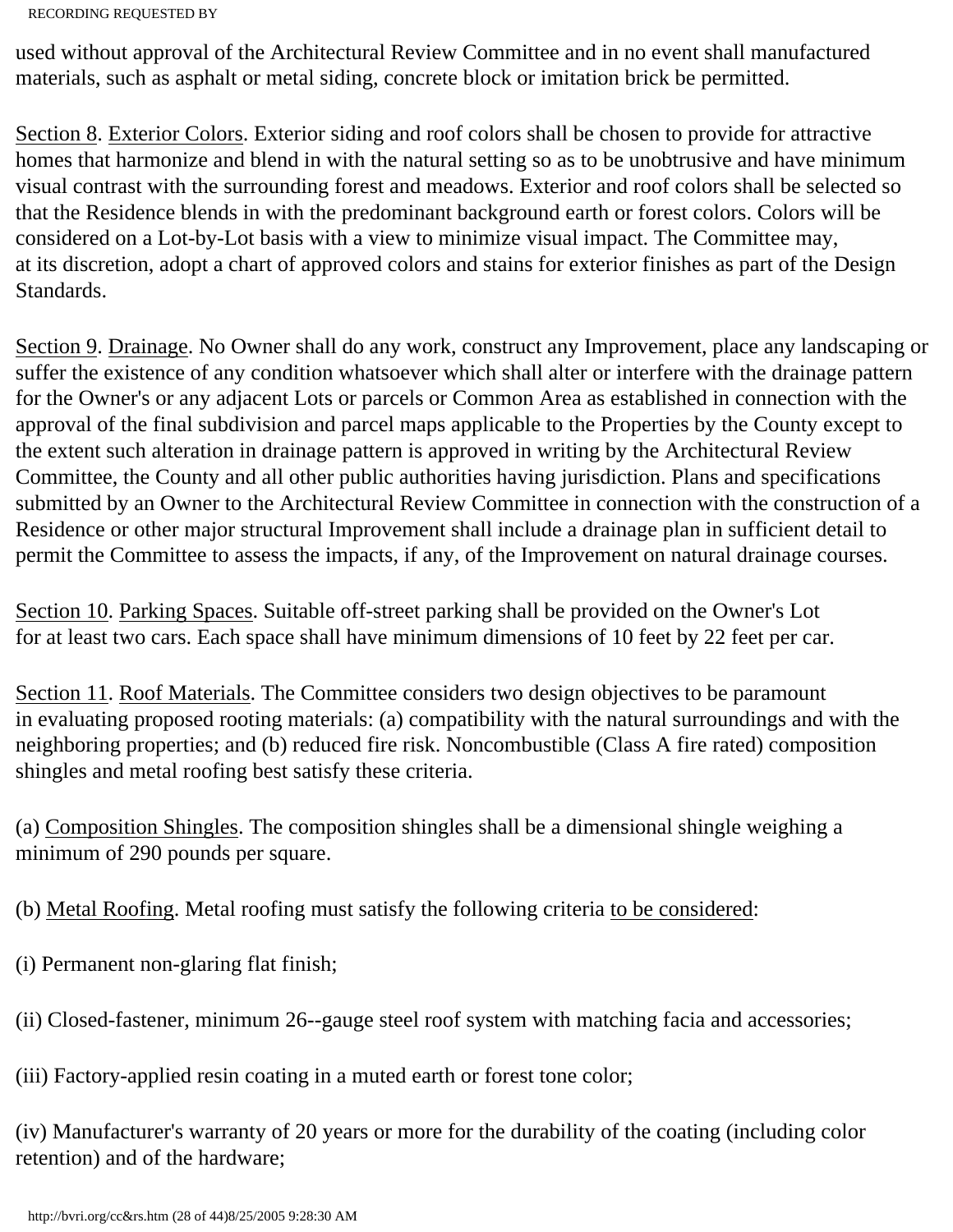used without approval of the Architectural Review Committee and in no event shall manufactured materials, such as asphalt or metal siding, concrete block or imitation brick be permitted.

<u>Section 8</u>. <u>Exterior Colors</u>. Exterior siding and roof colors shall be chosen to provide for attractive homes that harmonize and blend in with the natural setting so as to be unobtrusive and have minimum visual contrast with the surrounding forest and meadows. Exterior and roof colors shall be selected so that the Residence blends in with the predominant background earth or forest colors. Colors will be considered on a Lot-by-Lot basis with a view to minimize visual impact. The Committee may, at its discretion, adopt a chart of approved colors and stains for exterior finishes as part of the Design Standards.

<u>Section 9</u>. <u>Drainage</u>. No Owner shall do any work, construct any Improvement, place any landscaping or suffer the existence of any condition whatsoever which shall alter or interfere with the drainage pattern for the Owner's or any adjacent Lots or parcels or Common Area as established in connection with the approval of the final subdivision and parcel maps applicable to the Properties by the County except to the extent such alteration in drainage pattern is approved in writing by the Architectural Review Committee, the County and all other public authorities having jurisdiction. Plans and specifications submitted by an Owner to the Architectural Review Committee in connection with the construction of a Residence or other major structural Improvement shall include a drainage plan in sufficient detail to permit the Committee to assess the impacts, if any, of the Improvement on natural drainage courses.

<u>Section 10</u>. <u>Parking Spaces</u>. Suitable off-street parking shall be provided on the Owner's Lot for at least two cars. Each space shall have minimum dimensions of 10 feet by 22 feet per car.

<u>Section 11</u>. <u>Roof Materials</u>. The Committee considers two design objectives to be paramount in evaluating proposed rooting materials: (a) compatibility with the natural surroundings and with the neighboring properties; and (b) reduced fire risk. Noncombustible (Class A fire rated) composition shingles and metal roofing best satisfy these criteria.

(a) <u>Composition Shingles</u>. The composition shingles shall be a dimensional shingle weighing a minimum of 290 pounds per square.

(b) <u>Metal Roofing</u>. Metal roofing must satisfy the following criteria <u>to be considered</u>:

(i) Permanent non-glaring flat finish;

(ii) Closed-fastener, minimum 26--gauge steel roof system with matching facia and accessories;

(iii) Factory-applied resin coating in a muted earth or forest tone color;

(iv) Manufacturer's warranty of 20 years or more for the durability of the coating (including color retention) and of the hardware;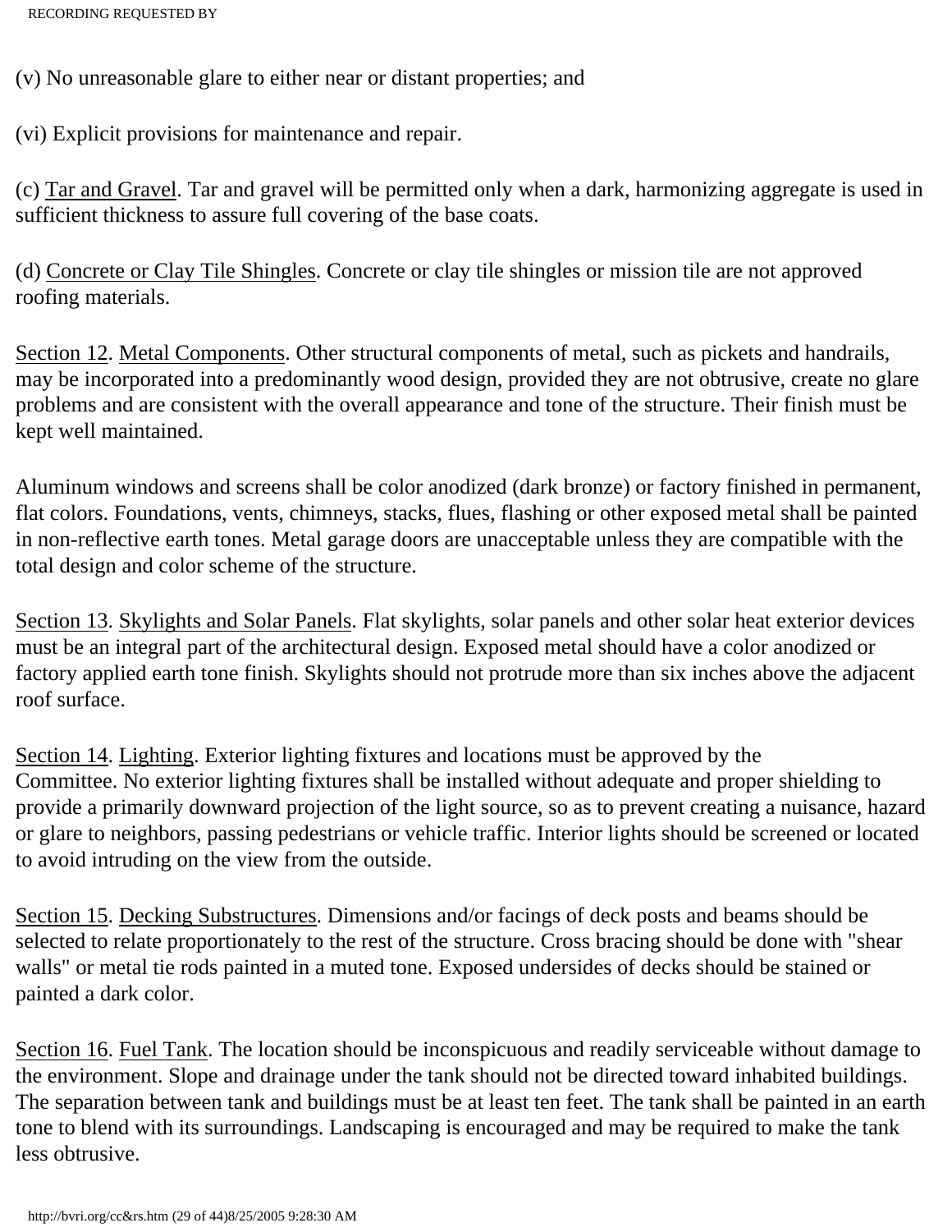(v) No unreasonable glare to either near or distant properties; and

(vi) Explicit provisions for maintenance and repair.

(c) <u>Tar and Gravel</u>. Tar and gravel will be permitted only when a dark, harmonizing aggregate is used in sufficient thickness to assure full covering of the base coats.

(d) <u>Concrete or Clay Tile Shingles</u>. Concrete or clay tile shingles or mission tile are not approved roofing materials.

<u>Section 12</u>. <u>Metal Components</u>. Other structural components of metal, such as pickets and handrails, may be incorporated into a predominantly wood design, provided they are not obtrusive, create no glare problems and are consistent with the overall appearance and tone of the structure. Their finish must be kept well maintained.

Aluminum windows and screens shall be color anodized (dark bronze) or factory finished in permanent, flat colors. Foundations, vents, chimneys, stacks, flues, flashing or other exposed metal shall be painted in non-reflective earth tones. Metal garage doors are unacceptable unless they are compatible with the total design and color scheme of the structure.

<u>Section 13</u>. <u>Skylights and Solar Panels</u>. Flat skylights, solar panels and other solar heat exterior devices must be an integral part of the architectural design. Exposed metal should have a color anodized or factory applied earth tone finish. Skylights should not protrude more than six inches above the adjacent roof surface.

<u>Section 14</u>. <u>Lighting</u>. Exterior lighting fixtures and locations must be approved by the Committee. No exterior lighting fixtures shall be installed without adequate and proper shielding to provide a primarily downward projection of the light source, so as to prevent creating a nuisance, hazard or glare to neighbors, passing pedestrians or vehicle traffic. Interior lights should be screened or located to avoid intruding on the view from the outside.

<u>Section 15</u>. <u>Decking Substructures</u>. Dimensions and/or facings of deck posts and beams should be selected to relate proportionately to the rest of the structure. Cross bracing should be done with "shear walls" or metal tie rods painted in a muted tone. Exposed undersides of decks should be stained or painted a dark color.

<u>Section 16</u>. <u>Fuel Tank</u>. The location should be inconspicuous and readily serviceable without damage to the environment. Slope and drainage under the tank should not be directed toward inhabited buildings. The separation between tank and buildings must be at least ten feet. The tank shall be painted in an earth tone to blend with its surroundings. Landscaping is encouraged and may be required to make the tank less obtrusive.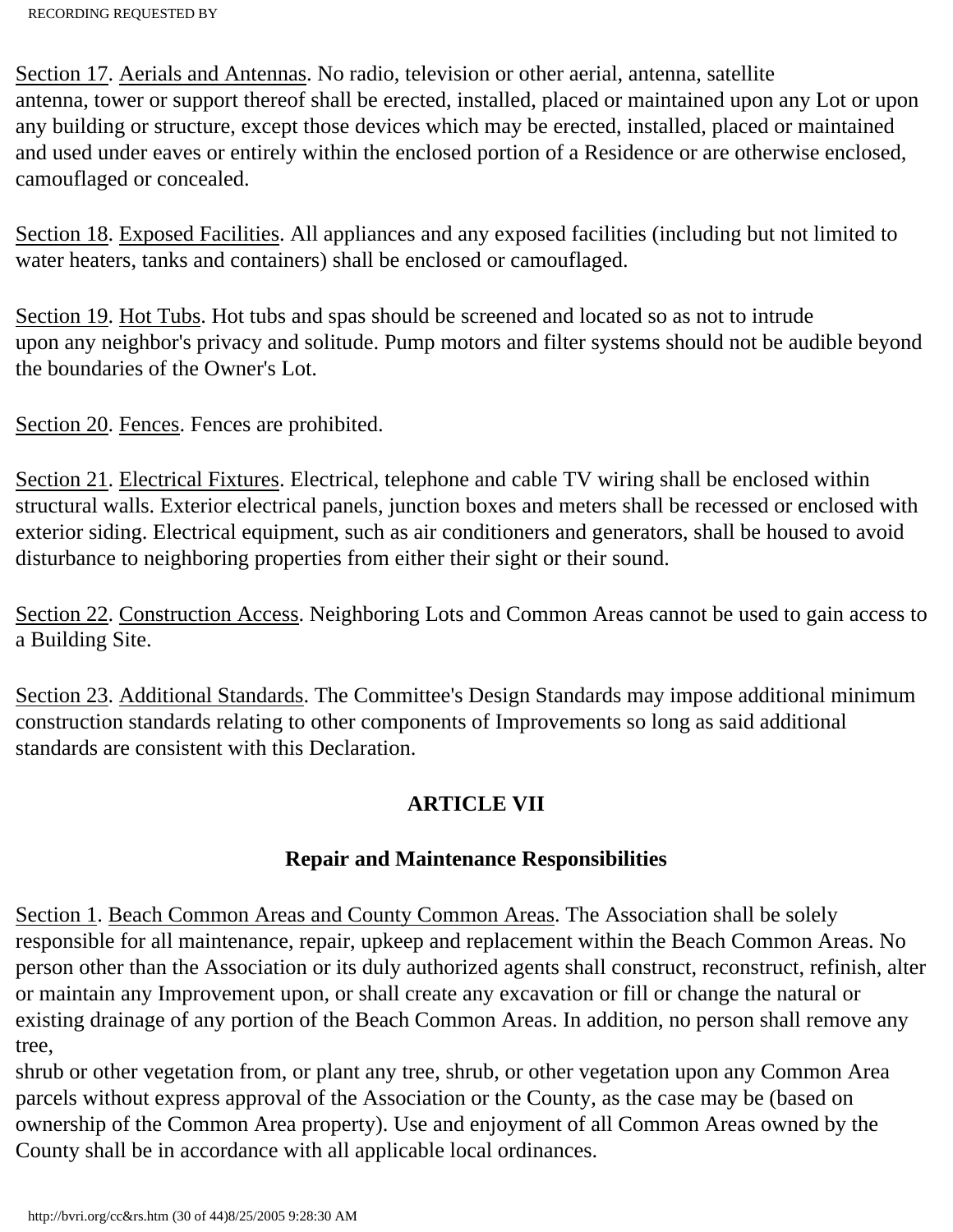Section 17. Aerials and Antennas. No radio, television or other aerial, antenna, satellite antenna, tower or support thereof shall be erected, installed, placed or maintained upon any Lot or upon any building or structure, except those devices which may be erected, installed, placed or maintained and used under eaves or entirely within the enclosed portion of a Residence or are otherwise enclosed, camouflaged or concealed.

Section 18. Exposed Facilities. All appliances and any exposed facilities (including but not limited to water heaters, tanks and containers) shall be enclosed or camouflaged.

Section 19. Hot Tubs. Hot tubs and spas should be screened and located so as not to intrude upon any neighbor's privacy and solitude. Pump motors and filter systems should not be audible beyond the boundaries of the Owner's Lot.

Section 20. Fences. Fences are prohibited.

Section 21. Electrical Fixtures. Electrical, telephone and cable TV wiring shall be enclosed within structural walls. Exterior electrical panels, junction boxes and meters shall be recessed or enclosed with exterior siding. Electrical equipment, such as air conditioners and generators, shall be housed to avoid disturbance to neighboring properties from either their sight or their sound.

Section 22. Construction Access. Neighboring Lots and Common Areas cannot be used to gain access to a Building Site.

Section 23. Additional Standards. The Committee's Design Standards may impose additional minimum construction standards relating to other components of Improvements so long as said additional standards are consistent with this Declaration.

## ARTICLE VII

### Repair and Maintenance Responsibilities

Section 1. Beach Common Areas and County Common Areas. The Association shall be solely responsible for all maintenance, repair, upkeep and replacement within the Beach Common Areas. No person other than the Association or its duly authorized agents shall construct, reconstruct, refinish, alter or maintain any Improvement upon, or shall create any excavation or fill or change the natural or existing drainage of any portion of the Beach Common Areas. In addition, no person shall remove any tree, shrub or other vegetation from, or plant any tree, shrub, or other vegetation upon any Common Area parcels without express approval of the Association or the County, as the case may be (based on ownership of the Common Area property). Use and enjoyment of all Common Areas owned by the County shall be in accordance with all applicable local ordinances.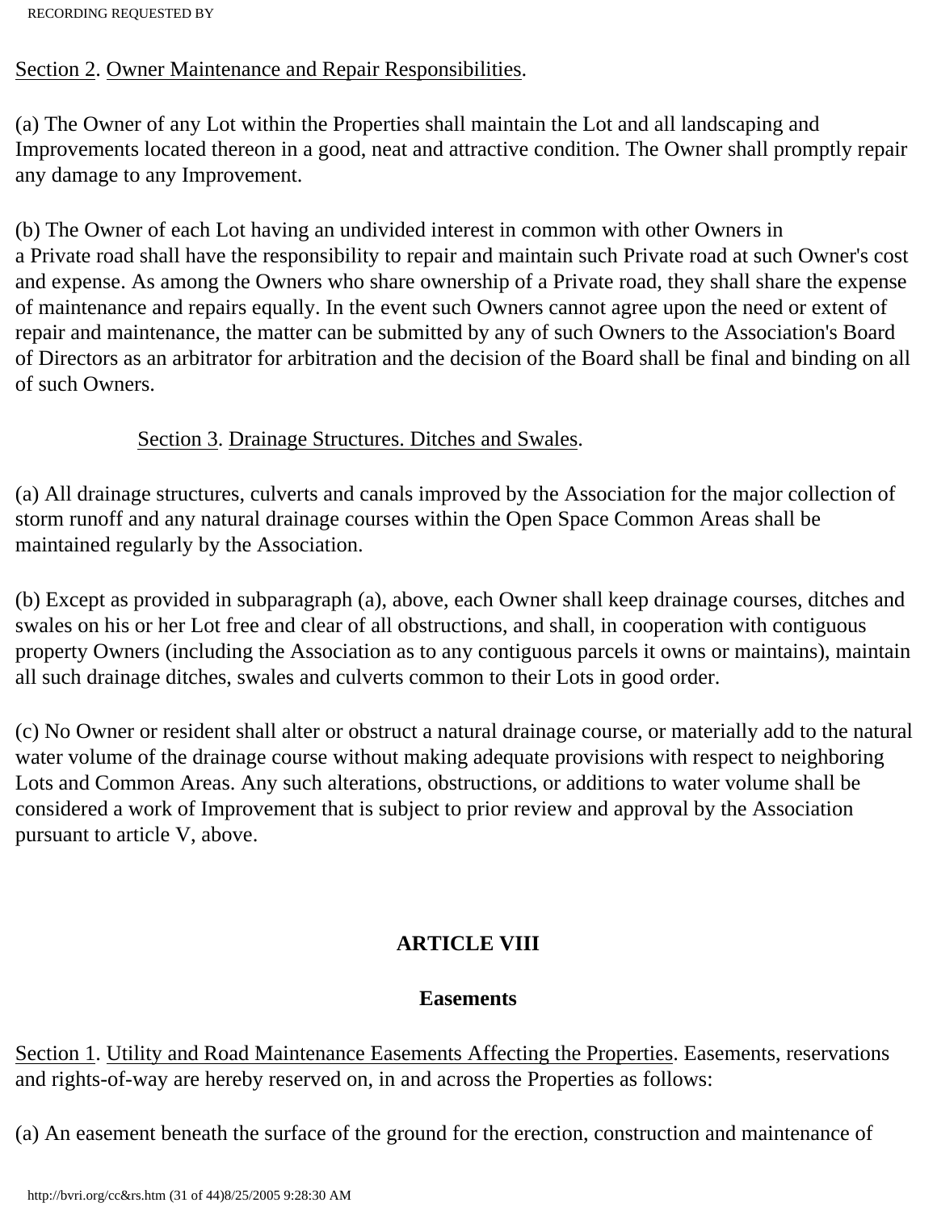Section 2. Owner Maintenance and Repair Responsibilities.

(a) The Owner of any Lot within the Properties shall maintain the Lot and all landscaping and Improvements located thereon in a good, neat and attractive condition. The Owner shall promptly repair any damage to any Improvement.

(b) The Owner of each Lot having an undivided interest in common with other Owners in a Private road shall have the responsibility to repair and maintain such Private road at such Owner's cost and expense. As among the Owners who share ownership of a Private road, they shall share the expense of maintenance and repairs equally. In the event such Owners cannot agree upon the need or extent of repair and maintenance, the matter can be submitted by any of such Owners to the Association's Board of Directors as an arbitrator for arbitration and the decision of the Board shall be final and binding on all of such Owners.

Section 3. Drainage Structures. Ditches and Swales.

(a) All drainage structures, culverts and canals improved by the Association for the major collection of storm runoff and any natural drainage courses within the Open Space Common Areas shall be maintained regularly by the Association.

(b) Except as provided in subparagraph (a), above, each Owner shall keep drainage courses, ditches and swales on his or her Lot free and clear of all obstructions, and shall, in cooperation with contiguous property Owners (including the Association as to any contiguous parcels it owns or maintains), maintain all such drainage ditches, swales and culverts common to their Lots in good order.

(c) No Owner or resident shall alter or obstruct a natural drainage course, or materially add to the natural water volume of the drainage course without making adequate provisions with respect to neighboring Lots and Common Areas. Any such alterations, obstructions, or additions to water volume shall be considered a work of Improvement that is subject to prior review and approval by the Association pursuant to article V, above.

## ARTICLE VIII

## Easements

Section 1. Utility and Road Maintenance Easements Affecting the Properties. Easements, reservations and rights-of-way are hereby reserved on, in and across the Properties as follows:

(a) An easement beneath the surface of the ground for the erection, construction and maintenance of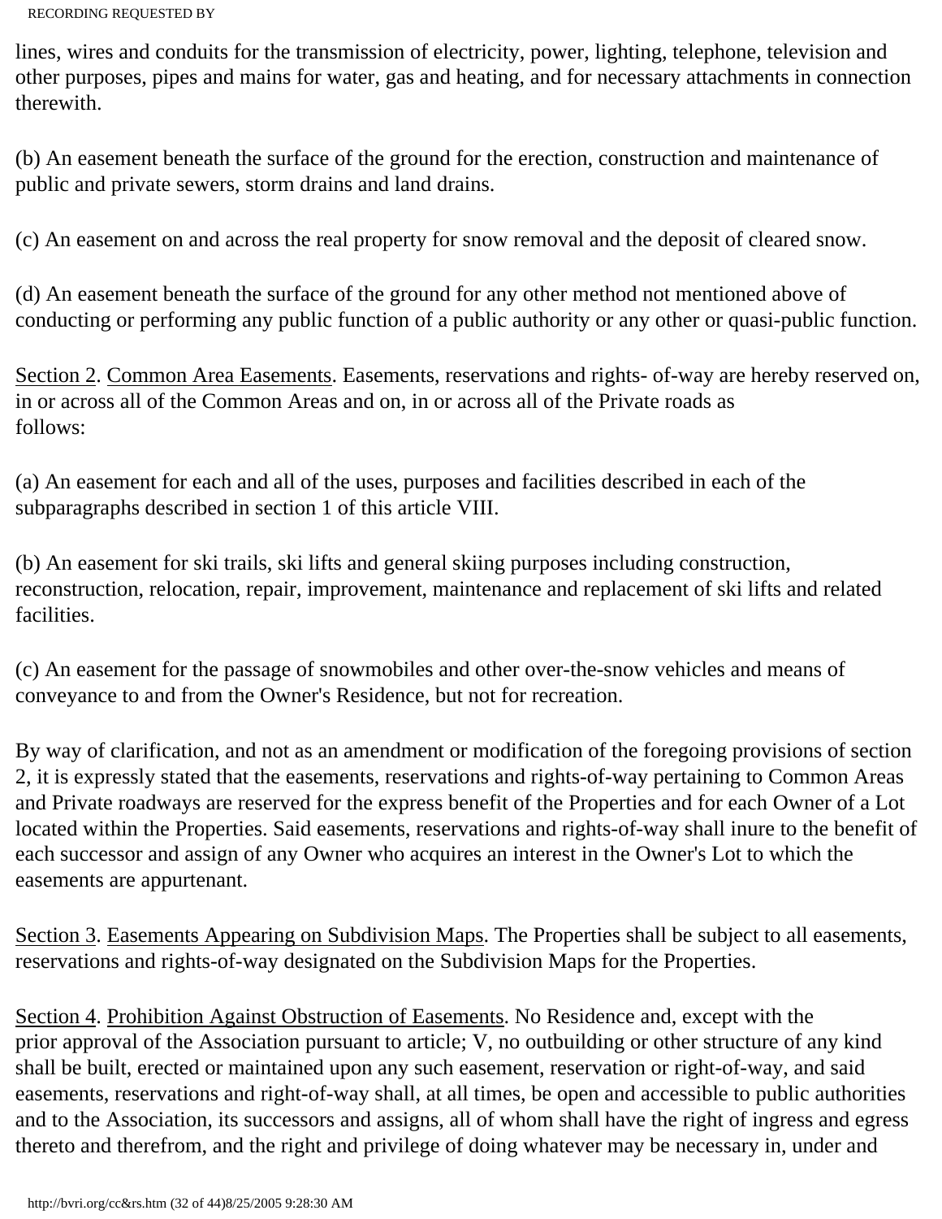lines, wires and conduits for the transmission of electricity, power, lighting, telephone, television and other purposes, pipes and mains for water, gas and heating, and for necessary attachments in connection therewith.

(b) An easement beneath the surface of the ground for the erection, construction and maintenance of public and private sewers, storm drains and land drains.

(c) An easement on and across the real property for snow removal and the deposit of cleared snow.

(d) An easement beneath the surface of the ground for any other method not mentioned above of conducting or performing any public function of a public authority or any other or quasi-public function.

Section 2. Common Area Easements. Easements, reservations and rights- of-way are hereby reserved on, in or across all of the Common Areas and on, in or across all of the Private roads as follows:

(a) An easement for each and all of the uses, purposes and facilities described in each of the subparagraphs described in section 1 of this article VIII.

(b) An easement for ski trails, ski lifts and general skiing purposes including construction, reconstruction, relocation, repair, improvement, maintenance and replacement of ski lifts and related facilities.

(c) An easement for the passage of snowmobiles and other over-the-snow vehicles and means of conveyance to and from the Owner's Residence, but not for recreation.

By way of clarification, and not as an amendment or modification of the foregoing provisions of section 2, it is expressly stated that the easements, reservations and rights-of-way pertaining to Common Areas and Private roadways are reserved for the express benefit of the Properties and for each Owner of a Lot located within the Properties. Said easements, reservations and rights-of-way shall inure to the benefit of each successor and assign of any Owner who acquires an interest in the Owner's Lot to which the easements are appurtenant.

Section 3. Easements Appearing on Subdivision Maps. The Properties shall be subject to all easements, reservations and rights-of-way designated on the Subdivision Maps for the Properties.

Section 4. Prohibition Against Obstruction of Easements. No Residence and, except with the prior approval of the Association pursuant to article; V, no outbuilding or other structure of any kind shall be built, erected or maintained upon any such easement, reservation or right-of-way, and said easements, reservations and right-of-way shall, at all times, be open and accessible to public authorities and to the Association, its successors and assigns, all of whom shall have the right of ingress and egress thereto and therefrom, and the right and privilege of doing whatever may be necessary in, under and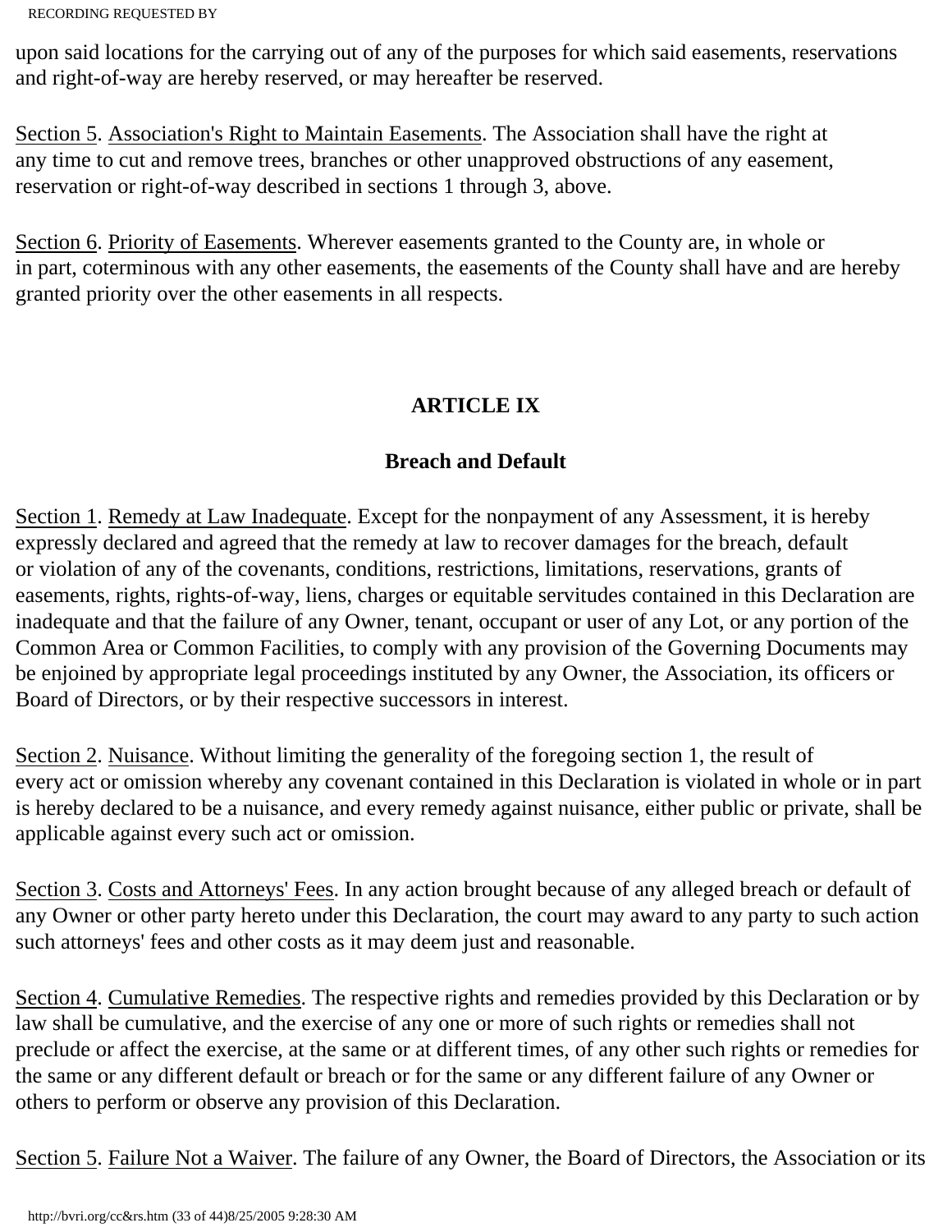upon said locations for the carrying out of any of the purposes for which said easements, reservations and right-of-way are hereby reserved, or may hereafter be reserved.

Section 5. Association's Right to Maintain Easements. The Association shall have the right at any time to cut and remove trees, branches or other unapproved obstructions of any easement, reservation or right-of-way described in sections 1 through 3, above.

Section 6. Priority of Easements. Wherever easements granted to the County are, in whole or in part, coterminous with any other easements, the easements of the County shall have and are hereby granted priority over the other easements in all respects.

## ARTICLE IX

### Breach and Default

Section 1. Remedy at Law Inadequate. Except for the nonpayment of any Assessment, it is hereby expressly declared and agreed that the remedy at law to recover damages for the breach, default or violation of any of the covenants, conditions, restrictions, limitations, reservations, grants of easements, rights, rights-of-way, liens, charges or equitable servitudes contained in this Declaration are inadequate and that the failure of any Owner, tenant, occupant or user of any Lot, or any portion of the Common Area or Common Facilities, to comply with any provision of the Governing Documents may be enjoined by appropriate legal proceedings instituted by any Owner, the Association, its officers or Board of Directors, or by their respective successors in interest.

Section 2. Nuisance. Without limiting the generality of the foregoing section 1, the result of every act or omission whereby any covenant contained in this Declaration is violated in whole or in part is hereby declared to be a nuisance, and every remedy against nuisance, either public or private, shall be applicable against every such act or omission.

Section 3. Costs and Attorneys' Fees. In any action brought because of any alleged breach or default of any Owner or other party hereto under this Declaration, the court may award to any party to such action such attorneys' fees and other costs as it may deem just and reasonable.

Section 4. Cumulative Remedies. The respective rights and remedies provided by this Declaration or by law shall be cumulative, and the exercise of any one or more of such rights or remedies shall not preclude or affect the exercise, at the same or at different times, of any other such rights or remedies for the same or any different default or breach or for the same or any different failure of any Owner or others to perform or observe any provision of this Declaration.

Section 5. Failure Not a Waiver. The failure of any Owner, the Board of Directors, the Association or its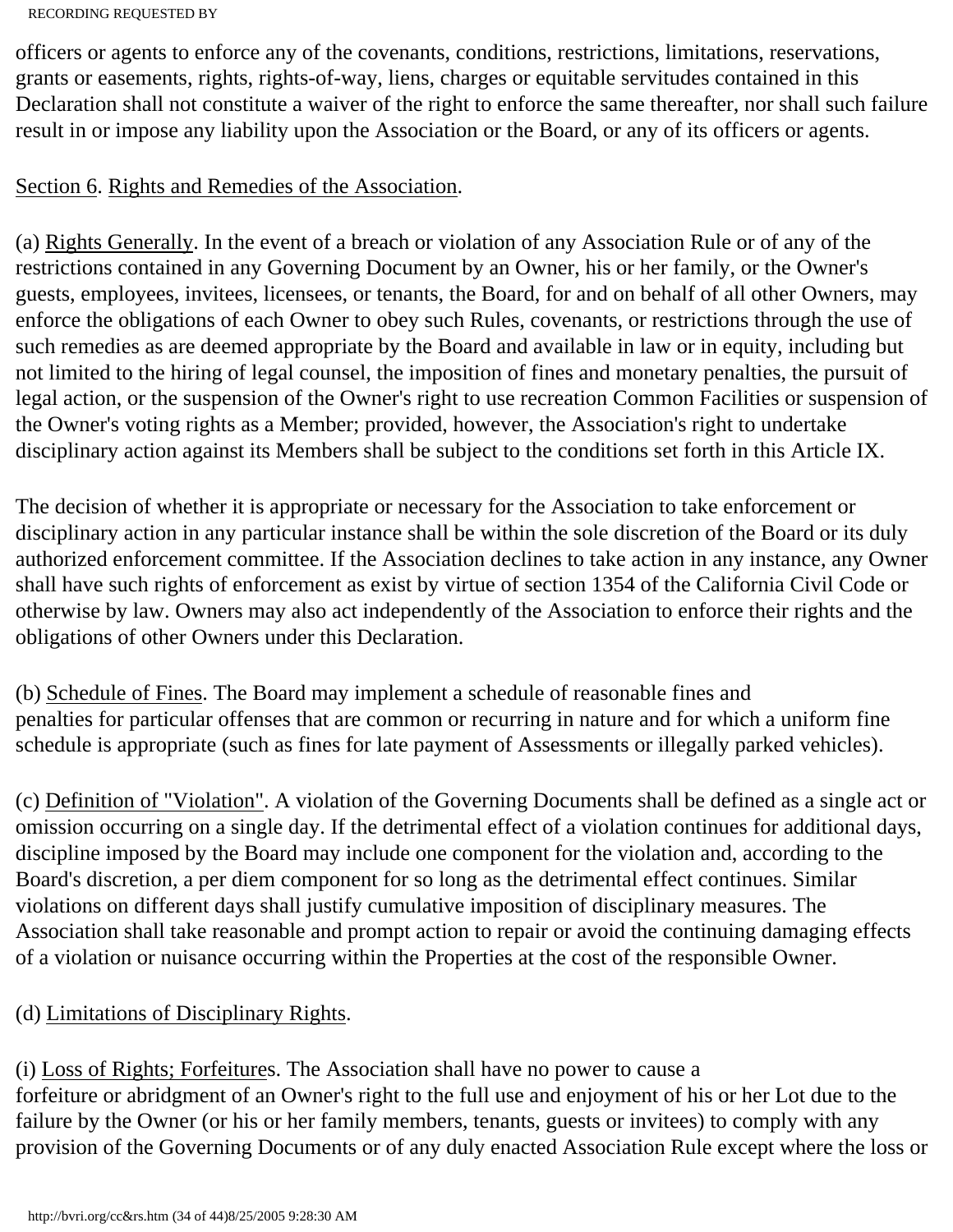officers or agents to enforce any of the covenants, conditions, restrictions, limitations, reservations, grants or easements, rights, rights-of-way, liens, charges or equitable servitudes contained in this Declaration shall not constitute a waiver of the right to enforce the same thereafter, nor shall such failure result in or impose any liability upon the Association or the Board, or any of its officers or agents.

Section 6. Rights and Remedies of the Association.

(a) Rights Generally. In the event of a breach or violation of any Association Rule or of any of the restrictions contained in any Governing Document by an Owner, his or her family, or the Owner's guests, employees, invitees, licensees, or tenants, the Board, for and on behalf of all other Owners, may enforce the obligations of each Owner to obey such Rules, covenants, or restrictions through the use of such remedies as are deemed appropriate by the Board and available in law or in equity, including but not limited to the hiring of legal counsel, the imposition of fines and monetary penalties, the pursuit of legal action, or the suspension of the Owner's right to use recreation Common Facilities or suspension of the Owner's voting rights as a Member; provided, however, the Association's right to undertake disciplinary action against its Members shall be subject to the conditions set forth in this Article IX.

The decision of whether it is appropriate or necessary for the Association to take enforcement or disciplinary action in any particular instance shall be within the sole discretion of the Board or its duly authorized enforcement committee. If the Association declines to take action in any instance, any Owner shall have such rights of enforcement as exist by virtue of section 1354 of the California Civil Code or otherwise by law. Owners may also act independently of the Association to enforce their rights and the obligations of other Owners under this Declaration.

(b) Schedule of Fines. The Board may implement a schedule of reasonable fines and penalties for particular offenses that are common or recurring in nature and for which a uniform fine schedule is appropriate (such as fines for late payment of Assessments or illegally parked vehicles).

(c) Definition of "Violation". A violation of the Governing Documents shall be defined as a single act or omission occurring on a single day. If the detrimental effect of a violation continues for additional days, discipline imposed by the Board may include one component for the violation and, according to the Board's discretion, a per diem component for so long as the detrimental effect continues. Similar violations on different days shall justify cumulative imposition of disciplinary measures. The Association shall take reasonable and prompt action to repair or avoid the continuing damaging effects of a violation or nuisance occurring within the Properties at the cost of the responsible Owner.

(d) Limitations of Disciplinary Rights.

(i) Loss of Rights; Forfeitures. The Association shall have no power to cause a forfeiture or abridgment of an Owner's right to the full use and enjoyment of his or her Lot due to the failure by the Owner (or his or her family members, tenants, guests or invitees) to comply with any provision of the Governing Documents or of any duly enacted Association Rule except where the loss or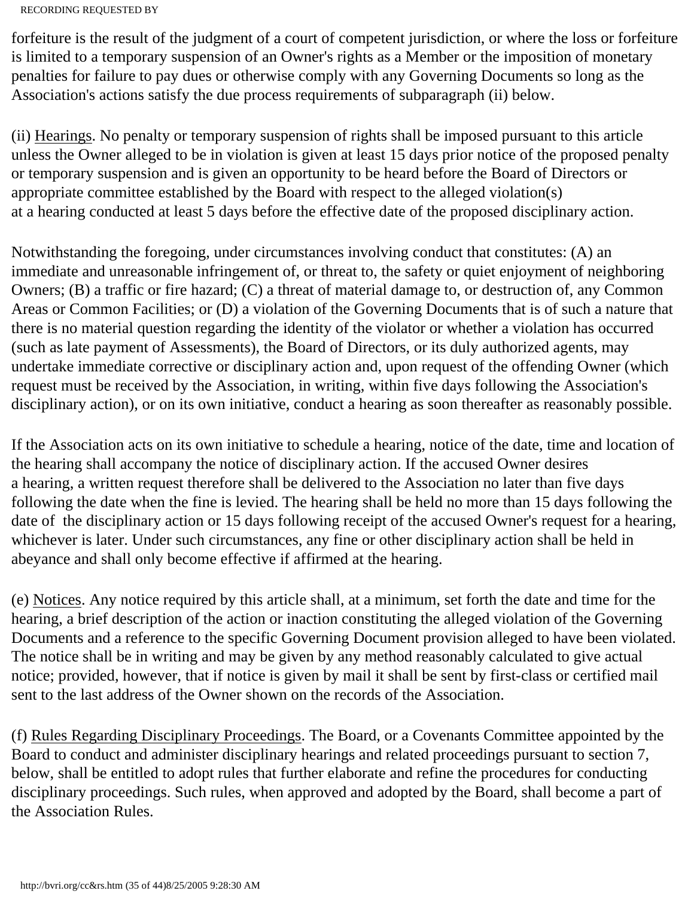forfeiture is the result of the judgment of a court of competent jurisdiction, or where the loss or forfeiture is limited to a temporary suspension of an Owner's rights as a Member or the imposition of monetary penalties for failure to pay dues or otherwise comply with any Governing Documents so long as the Association's actions satisfy the due process requirements of subparagraph (ii) below.

(ii) Hearings. No penalty or temporary suspension of rights shall be imposed pursuant to this article unless the Owner alleged to be in violation is given at least 15 days prior notice of the proposed penalty or temporary suspension and is given an opportunity to be heard before the Board of Directors or appropriate committee established by the Board with respect to the alleged violation(s) at a hearing conducted at least 5 days before the effective date of the proposed disciplinary action.

Notwithstanding the foregoing, under circumstances involving conduct that constitutes: (A) an immediate and unreasonable infringement of, or threat to, the safety or quiet enjoyment of neighboring Owners; (B) a traffic or fire hazard; (C) a threat of material damage to, or destruction of, any Common Areas or Common Facilities; or (D) a violation of the Governing Documents that is of such a nature that there is no material question regarding the identity of the violator or whether a violation has occurred (such as late payment of Assessments), the Board of Directors, or its duly authorized agents, may undertake immediate corrective or disciplinary action and, upon request of the offending Owner (which request must be received by the Association, in writing, within five days following the Association's disciplinary action), or on its own initiative, conduct a hearing as soon thereafter as reasonably possible.

If the Association acts on its own initiative to schedule a hearing, notice of the date, time and location of the hearing shall accompany the notice of disciplinary action. If the accused Owner desires a hearing, a written request therefore shall be delivered to the Association no later than five days following the date when the fine is levied. The hearing shall be held no more than 15 days following the date of the disciplinary action or 15 days following receipt of the accused Owner's request for a hearing, whichever is later. Under such circumstances, any fine or other disciplinary action shall be held in abeyance and shall only become effective if affirmed at the hearing.

(e) Notices. Any notice required by this article shall, at a minimum, set forth the date and time for the hearing, a brief description of the action or inaction constituting the alleged violation of the Governing Documents and a reference to the specific Governing Document provision alleged to have been violated. The notice shall be in writing and may be given by any method reasonably calculated to give actual notice; provided, however, that if notice is given by mail it shall be sent by first-class or certified mail sent to the last address of the Owner shown on the records of the Association.

(f) Rules Regarding Disciplinary Proceedings. The Board, or a Covenants Committee appointed by the Board to conduct and administer disciplinary hearings and related proceedings pursuant to section 7, below, shall be entitled to adopt rules that further elaborate and refine the procedures for conducting disciplinary proceedings. Such rules, when approved and adopted by the Board, shall become a part of the Association Rules.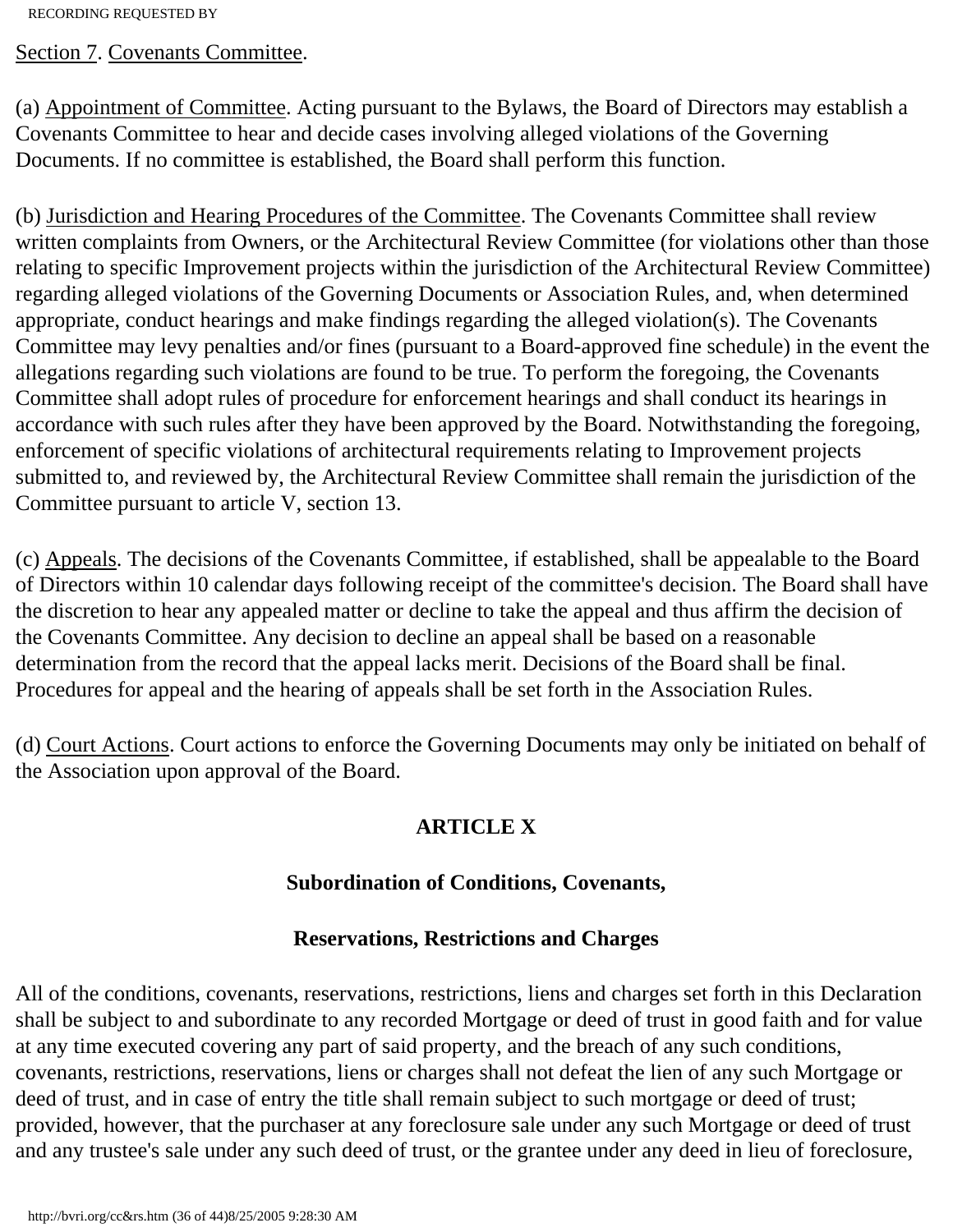Section 7. Covenants Committee.

(a) Appointment of Committee. Acting pursuant to the Bylaws, the Board of Directors may establish a Covenants Committee to hear and decide cases involving alleged violations of the Governing Documents. If no committee is established, the Board shall perform this function.

(b) Jurisdiction and Hearing Procedures of the Committee. The Covenants Committee shall review written complaints from Owners, or the Architectural Review Committee (for violations other than those relating to specific Improvement projects within the jurisdiction of the Architectural Review Committee) regarding alleged violations of the Governing Documents or Association Rules, and, when determined appropriate, conduct hearings and make findings regarding the alleged violation(s). The Covenants Committee may levy penalties and/or fines (pursuant to a Board-approved fine schedule) in the event the allegations regarding such violations are found to be true. To perform the foregoing, the Covenants Committee shall adopt rules of procedure for enforcement hearings and shall conduct its hearings in accordance with such rules after they have been approved by the Board. Notwithstanding the foregoing, enforcement of specific violations of architectural requirements relating to Improvement projects submitted to, and reviewed by, the Architectural Review Committee shall remain the jurisdiction of the Committee pursuant to article V, section 13.

(c) Appeals. The decisions of the Covenants Committee, if established, shall be appealable to the Board of Directors within 10 calendar days following receipt of the committee's decision. The Board shall have the discretion to hear any appealed matter or decline to take the appeal and thus affirm the decision of the Covenants Committee. Any decision to decline an appeal shall be based on a reasonable determination from the record that the appeal lacks merit. Decisions of the Board shall be final. Procedures for appeal and the hearing of appeals shall be set forth in the Association Rules.

(d) Court Actions. Court actions to enforce the Governing Documents may only be initiated on behalf of the Association upon approval of the Board.

## ARTICLE X

### Subordination of Conditions, Covenants,

### Reservations, Restrictions and Charges

All of the conditions, covenants, reservations, restrictions, liens and charges set forth in this Declaration shall be subject to and subordinate to any recorded Mortgage or deed of trust in good faith and for value at any time executed covering any part of said property, and the breach of any such conditions, covenants, restrictions, reservations, liens or charges shall not defeat the lien of any such Mortgage or deed of trust, and in case of entry the title shall remain subject to such mortgage or deed of trust; provided, however, that the purchaser at any foreclosure sale under any such Mortgage or deed of trust and any trustee's sale under any such deed of trust, or the grantee under any deed in lieu of foreclosure,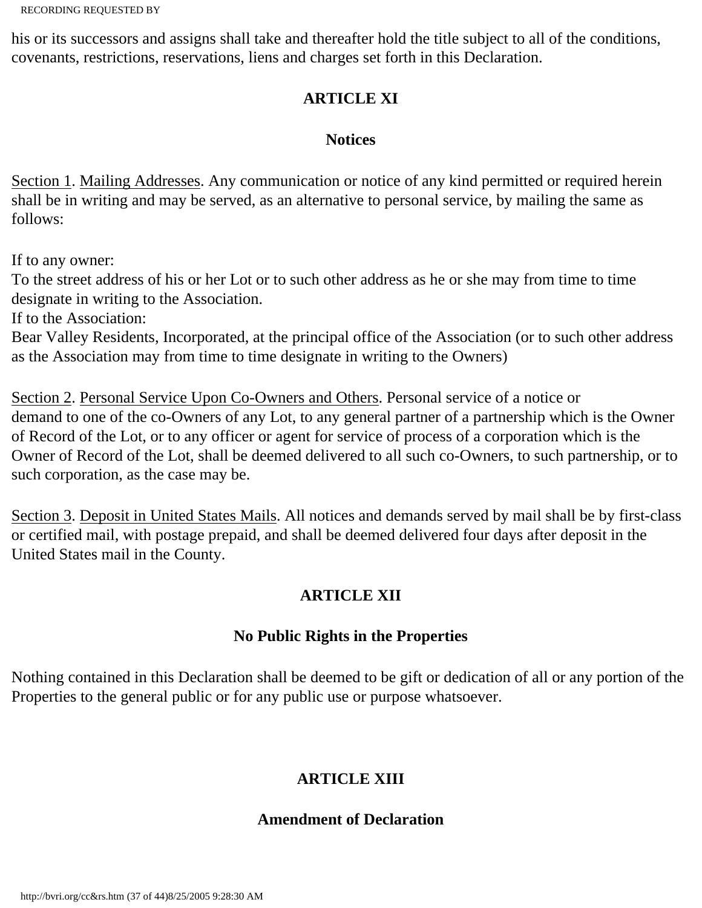his or its successors and assigns shall take and thereafter hold the title subject to all of the conditions, covenants, restrictions, reservations, liens and charges set forth in this Declaration.

## ARTICLE XI

### Notices

Section 1. Mailing Addresses. Any communication or notice of any kind permitted or required herein shall be in writing and may be served, as an alternative to personal service, by mailing the same as follows:

If to any owner:
To the street address of his or her Lot or to such other address as he or she may from time to time designate in writing to the Association.
If to the Association:
Bear Valley Residents, Incorporated, at the principal office of the Association (or to such other address as the Association may from time to time designate in writing to the Owners)

Section 2. Personal Service Upon Co-Owners and Others. Personal service of a notice or demand to one of the co-Owners of any Lot, to any general partner of a partnership which is the Owner of Record of the Lot, or to any officer or agent for service of process of a corporation which is the Owner of Record of the Lot, shall be deemed delivered to all such co-Owners, to such partnership, or to such corporation, as the case may be.

Section 3. Deposit in United States Mails. All notices and demands served by mail shall be by first-class or certified mail, with postage prepaid, and shall be deemed delivered four days after deposit in the United States mail in the County.

## ARTICLE XII

### No Public Rights in the Properties

Nothing contained in this Declaration shall be deemed to be gift or dedication of all or any portion of the Properties to the general public or for any public use or purpose whatsoever.

## ARTICLE XIII

### Amendment of Declaration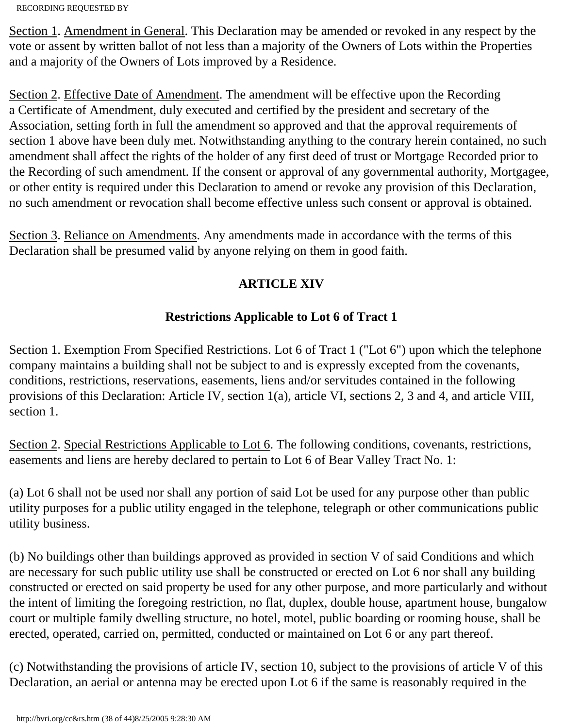Section 1. Amendment in General. This Declaration may be amended or revoked in any respect by the vote or assent by written ballot of not less than a majority of the Owners of Lots within the Properties and a majority of the Owners of Lots improved by a Residence.

Section 2. Effective Date of Amendment. The amendment will be effective upon the Recording a Certificate of Amendment, duly executed and certified by the president and secretary of the Association, setting forth in full the amendment so approved and that the approval requirements of section 1 above have been duly met. Notwithstanding anything to the contrary herein contained, no such amendment shall affect the rights of the holder of any first deed of trust or Mortgage Recorded prior to the Recording of such amendment. If the consent or approval of any governmental authority, Mortgagee, or other entity is required under this Declaration to amend or revoke any provision of this Declaration, no such amendment or revocation shall become effective unless such consent or approval is obtained.

Section 3. Reliance on Amendments. Any amendments made in accordance with the terms of this Declaration shall be presumed valid by anyone relying on them in good faith.

## ARTICLE XIV

### Restrictions Applicable to Lot 6 of Tract 1

Section 1. Exemption From Specified Restrictions. Lot 6 of Tract 1 ("Lot 6") upon which the telephone company maintains a building shall not be subject to and is expressly excepted from the covenants, conditions, restrictions, reservations, easements, liens and/or servitudes contained in the following provisions of this Declaration: Article IV, section 1(a), article VI, sections 2, 3 and 4, and article VIII, section 1.

Section 2. Special Restrictions Applicable to Lot 6. The following conditions, covenants, restrictions, easements and liens are hereby declared to pertain to Lot 6 of Bear Valley Tract No. 1:

(a) Lot 6 shall not be used nor shall any portion of said Lot be used for any purpose other than public utility purposes for a public utility engaged in the telephone, telegraph or other communications public utility business.

(b) No buildings other than buildings approved as provided in section V of said Conditions and which are necessary for such public utility use shall be constructed or erected on Lot 6 nor shall any building constructed or erected on said property be used for any other purpose, and more particularly and without the intent of limiting the foregoing restriction, no flat, duplex, double house, apartment house, bungalow court or multiple family dwelling structure, no hotel, motel, public boarding or rooming house, shall be erected, operated, carried on, permitted, conducted or maintained on Lot 6 or any part thereof.

(c) Notwithstanding the provisions of article IV, section 10, subject to the provisions of article V of this Declaration, an aerial or antenna may be erected upon Lot 6 if the same is reasonably required in the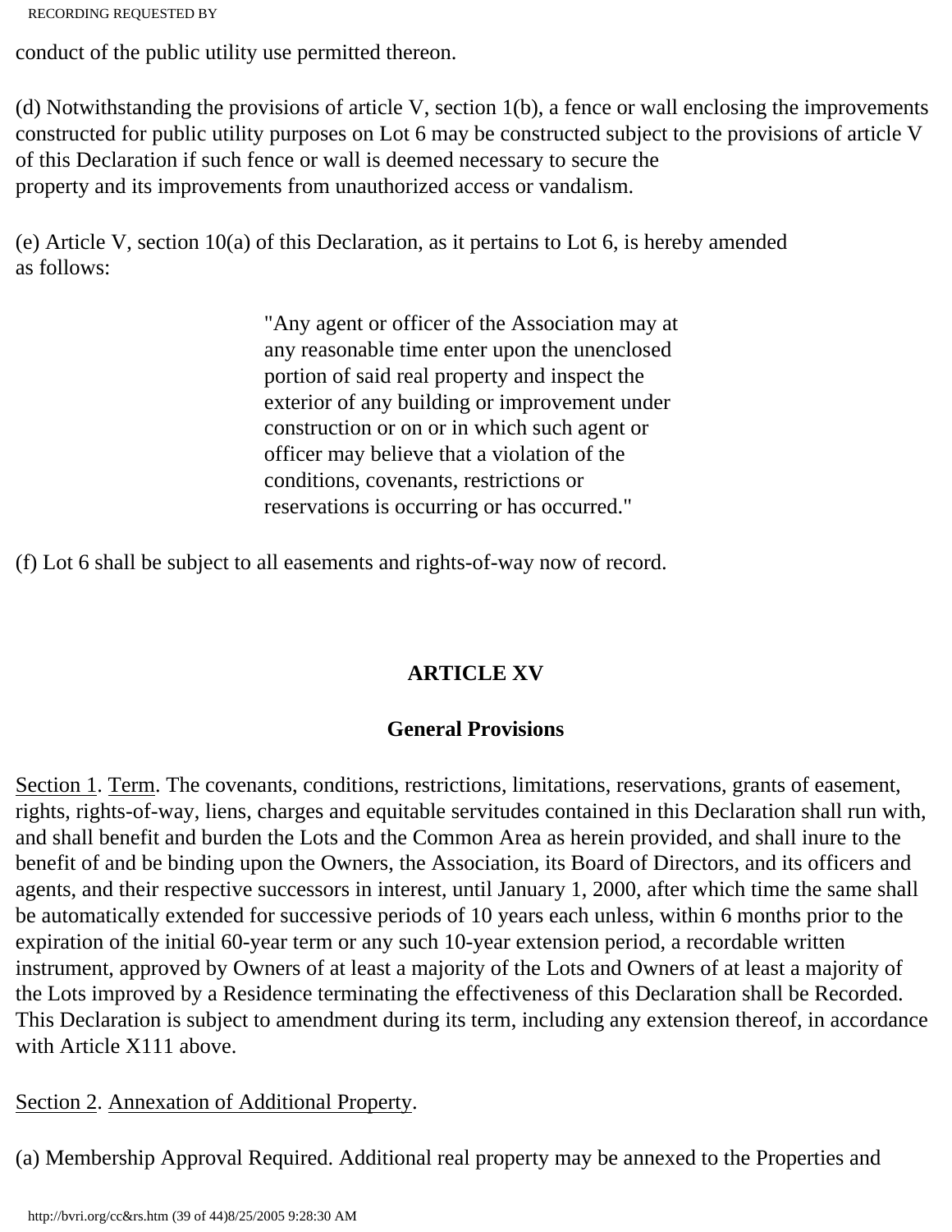conduct of the public utility use permitted thereon.

(d) Notwithstanding the provisions of article V, section 1(b), a fence or wall enclosing the improvements constructed for public utility purposes on Lot 6 may be constructed subject to the provisions of article V of this Declaration if such fence or wall is deemed necessary to secure the property and its improvements from unauthorized access or vandalism.

(e) Article V, section 10(a) of this Declaration, as it pertains to Lot 6, is hereby amended as follows:

> "Any agent or officer of the Association may at any reasonable time enter upon the unenclosed portion of said real property and inspect the exterior of any building or improvement under construction or on or in which such agent or officer may believe that a violation of the conditions, covenants, restrictions or reservations is occurring or has occurred."

(f) Lot 6 shall be subject to all easements and rights-of-way now of record.

## ARTICLE XV

## General Provisions

Section 1. Term. The covenants, conditions, restrictions, limitations, reservations, grants of easement, rights, rights-of-way, liens, charges and equitable servitudes contained in this Declaration shall run with, and shall benefit and burden the Lots and the Common Area as herein provided, and shall inure to the benefit of and be binding upon the Owners, the Association, its Board of Directors, and its officers and agents, and their respective successors in interest, until January 1, 2000, after which time the same shall be automatically extended for successive periods of 10 years each unless, within 6 months prior to the expiration of the initial 60-year term or any such 10-year extension period, a recordable written instrument, approved by Owners of at least a majority of the Lots and Owners of at least a majority of the Lots improved by a Residence terminating the effectiveness of this Declaration shall be Recorded. This Declaration is subject to amendment during its term, including any extension thereof, in accordance with Article X111 above.

Section 2. Annexation of Additional Property.

(a) Membership Approval Required. Additional real property may be annexed to the Properties and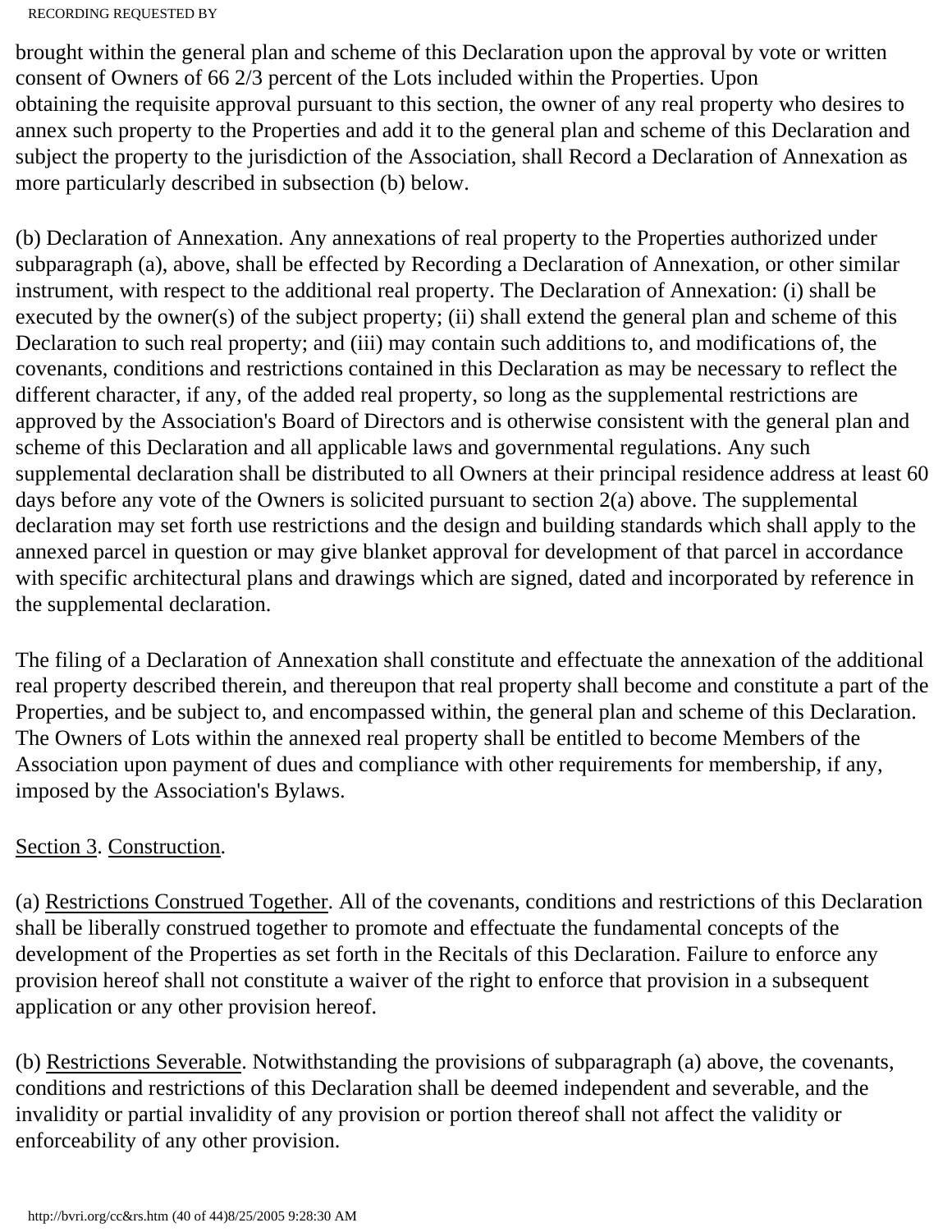brought within the general plan and scheme of this Declaration upon the approval by vote or written consent of Owners of 66 2/3 percent of the Lots included within the Properties. Upon obtaining the requisite approval pursuant to this section, the owner of any real property who desires to annex such property to the Properties and add it to the general plan and scheme of this Declaration and subject the property to the jurisdiction of the Association, shall Record a Declaration of Annexation as more particularly described in subsection (b) below.

(b) Declaration of Annexation. Any annexations of real property to the Properties authorized under subparagraph (a), above, shall be effected by Recording a Declaration of Annexation, or other similar instrument, with respect to the additional real property. The Declaration of Annexation: (i) shall be executed by the owner(s) of the subject property; (ii) shall extend the general plan and scheme of this Declaration to such real property; and (iii) may contain such additions to, and modifications of, the covenants, conditions and restrictions contained in this Declaration as may be necessary to reflect the different character, if any, of the added real property, so long as the supplemental restrictions are approved by the Association's Board of Directors and is otherwise consistent with the general plan and scheme of this Declaration and all applicable laws and governmental regulations. Any such supplemental declaration shall be distributed to all Owners at their principal residence address at least 60 days before any vote of the Owners is solicited pursuant to section 2(a) above. The supplemental declaration may set forth use restrictions and the design and building standards which shall apply to the annexed parcel in question or may give blanket approval for development of that parcel in accordance with specific architectural plans and drawings which are signed, dated and incorporated by reference in the supplemental declaration.

The filing of a Declaration of Annexation shall constitute and effectuate the annexation of the additional real property described therein, and thereupon that real property shall become and constitute a part of the Properties, and be subject to, and encompassed within, the general plan and scheme of this Declaration. The Owners of Lots within the annexed real property shall be entitled to become Members of the Association upon payment of dues and compliance with other requirements for membership, if any, imposed by the Association's Bylaws.

Section 3. Construction.

(a) Restrictions Construed Together. All of the covenants, conditions and restrictions of this Declaration shall be liberally construed together to promote and effectuate the fundamental concepts of the development of the Properties as set forth in the Recitals of this Declaration. Failure to enforce any provision hereof shall not constitute a waiver of the right to enforce that provision in a subsequent application or any other provision hereof.

(b) Restrictions Severable. Notwithstanding the provisions of subparagraph (a) above, the covenants, conditions and restrictions of this Declaration shall be deemed independent and severable, and the invalidity or partial invalidity of any provision or portion thereof shall not affect the validity or enforceability of any other provision.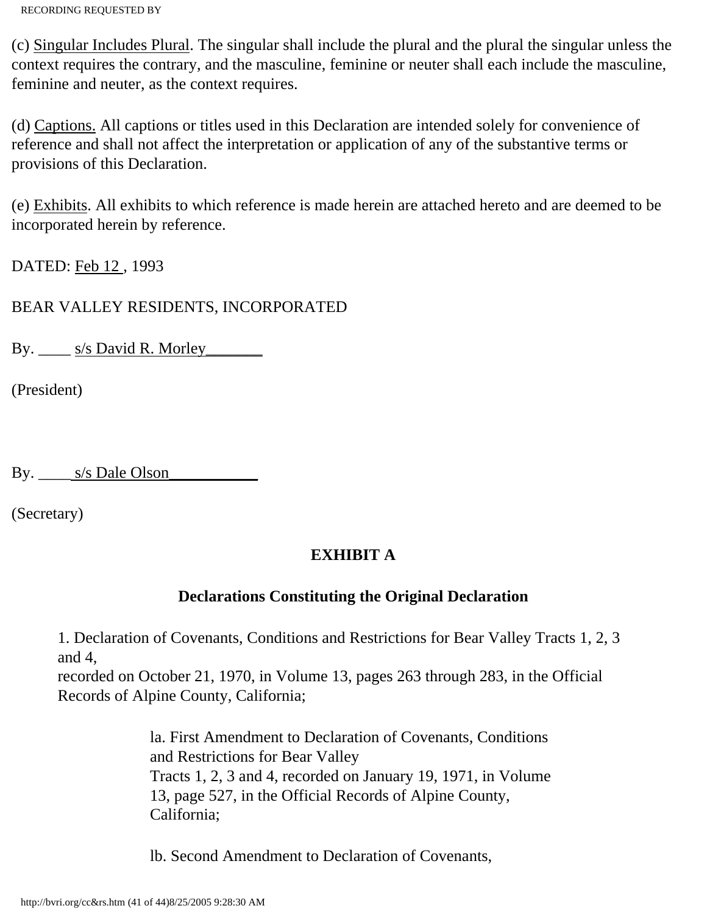(c) Singular Includes Plural. The singular shall include the plural and the plural the singular unless the context requires the contrary, and the masculine, feminine or neuter shall each include the masculine, feminine and neuter, as the context requires.

(d) Captions. All captions or titles used in this Declaration are intended solely for convenience of reference and shall not affect the interpretation or application of any of the substantive terms or provisions of this Declaration.

(e) Exhibits. All exhibits to which reference is made herein are attached hereto and are deemed to be incorporated herein by reference.

DATED: Feb 12 , 1993

BEAR VALLEY RESIDENTS, INCORPORATED

By. ____ s/s David R. Morley_______

(President)

By. ____ s/s Dale Olson___________

(Secretary)

**EXHIBIT A**

**Declarations Constituting the Original Declaration**

1. Declaration of Covenants, Conditions and Restrictions for Bear Valley Tracts 1, 2, 3 and 4, recorded on October 21, 1970, in Volume 13, pages 263 through 283, in the Official Records of Alpine County, California;

   la. First Amendment to Declaration of Covenants, Conditions and Restrictions for Bear Valley Tracts 1, 2, 3 and 4, recorded on January 19, 1971, in Volume 13, page 527, in the Official Records of Alpine County, California;

   lb. Second Amendment to Declaration of Covenants,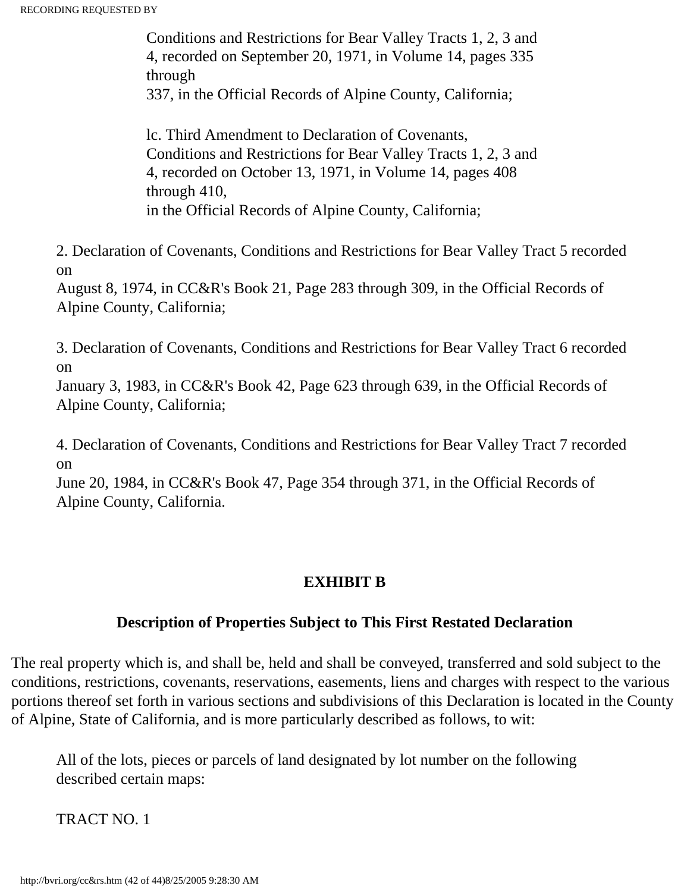Conditions and Restrictions for Bear Valley Tracts 1, 2, 3 and 4, recorded on September 20, 1971, in Volume 14, pages 335 through 337, in the Official Records of Alpine County, California;

lc. Third Amendment to Declaration of Covenants, Conditions and Restrictions for Bear Valley Tracts 1, 2, 3 and 4, recorded on October 13, 1971, in Volume 14, pages 408 through 410, in the Official Records of Alpine County, California;

2. Declaration of Covenants, Conditions and Restrictions for Bear Valley Tract 5 recorded on August 8, 1974, in CC&R's Book 21, Page 283 through 309, in the Official Records of Alpine County, California;

3. Declaration of Covenants, Conditions and Restrictions for Bear Valley Tract 6 recorded on January 3, 1983, in CC&R's Book 42, Page 623 through 639, in the Official Records of Alpine County, California;

4. Declaration of Covenants, Conditions and Restrictions for Bear Valley Tract 7 recorded on June 20, 1984, in CC&R's Book 47, Page 354 through 371, in the Official Records of Alpine County, California.

## EXHIBIT B

### Description of Properties Subject to This First Restated Declaration

The real property which is, and shall be, held and shall be conveyed, transferred and sold subject to the conditions, restrictions, covenants, reservations, easements, liens and charges with respect to the various portions thereof set forth in various sections and subdivisions of this Declaration is located in the County of Alpine, State of California, and is more particularly described as follows, to wit:

All of the lots, pieces or parcels of land designated by lot number on the following described certain maps:

TRACT NO. 1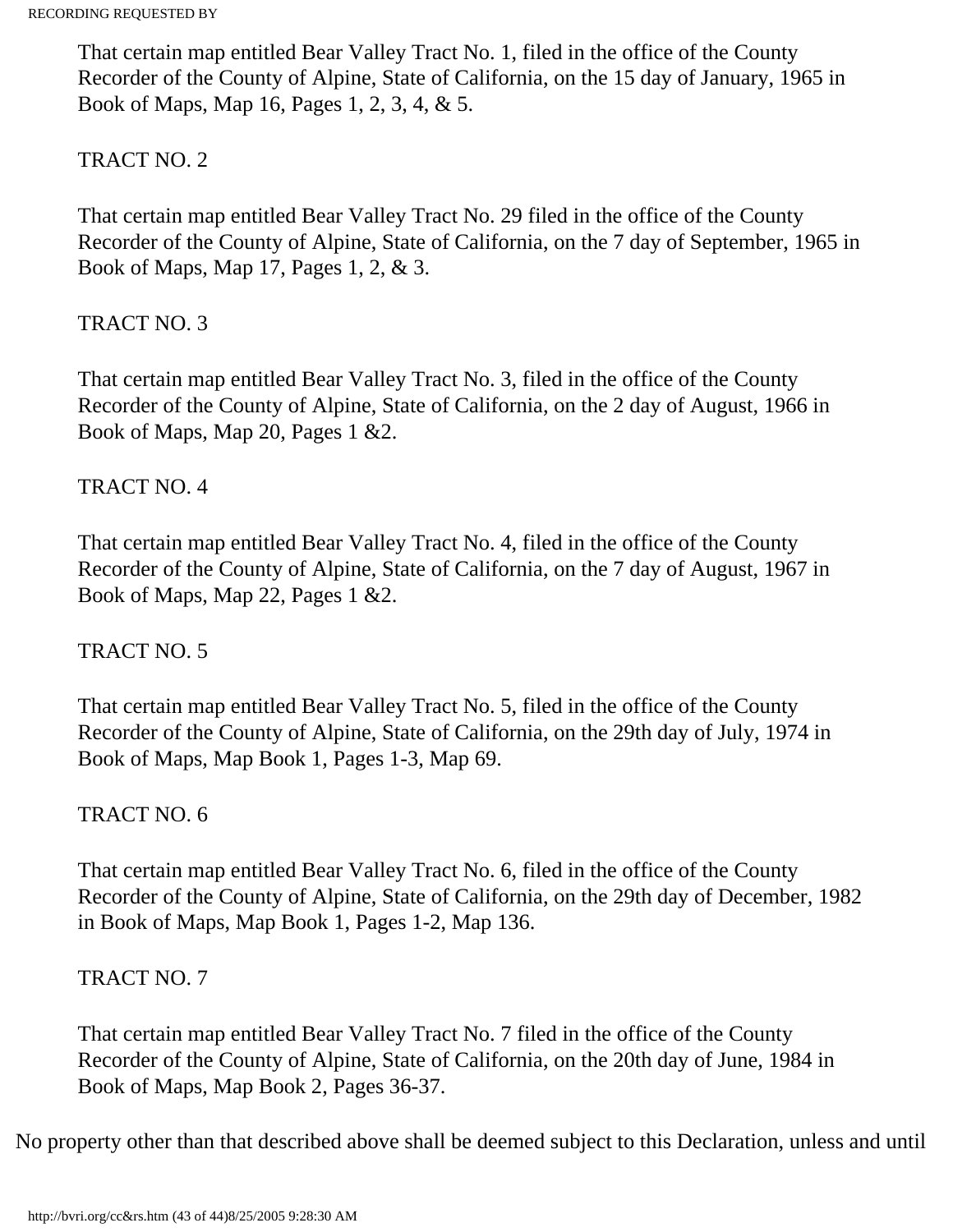That certain map entitled Bear Valley Tract No. 1, filed in the office of the County Recorder of the County of Alpine, State of California, on the 15 day of January, 1965 in Book of Maps, Map 16, Pages 1, 2, 3, 4, & 5.

TRACT NO. 2

That certain map entitled Bear Valley Tract No. 29 filed in the office of the County Recorder of the County of Alpine, State of California, on the 7 day of September, 1965 in Book of Maps, Map 17, Pages 1, 2, & 3.

TRACT NO. 3

That certain map entitled Bear Valley Tract No. 3, filed in the office of the County Recorder of the County of Alpine, State of California, on the 2 day of August, 1966 in Book of Maps, Map 20, Pages 1 &2.

TRACT NO. 4

That certain map entitled Bear Valley Tract No. 4, filed in the office of the County Recorder of the County of Alpine, State of California, on the 7 day of August, 1967 in Book of Maps, Map 22, Pages 1 &2.

TRACT NO. 5

That certain map entitled Bear Valley Tract No. 5, filed in the office of the County Recorder of the County of Alpine, State of California, on the 29th day of July, 1974 in Book of Maps, Map Book 1, Pages 1-3, Map 69.

TRACT NO. 6

That certain map entitled Bear Valley Tract No. 6, filed in the office of the County Recorder of the County of Alpine, State of California, on the 29th day of December, 1982 in Book of Maps, Map Book 1, Pages 1-2, Map 136.

TRACT NO. 7

That certain map entitled Bear Valley Tract No. 7 filed in the office of the County Recorder of the County of Alpine, State of California, on the 20th day of June, 1984 in Book of Maps, Map Book 2, Pages 36-37.

No property other than that described above shall be deemed subject to this Declaration, unless and until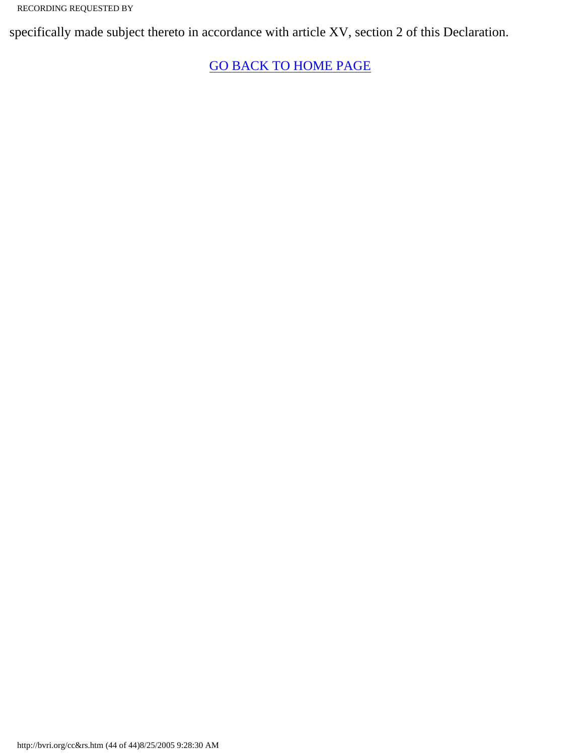specifically made subject thereto in accordance with article XV, section 2 of this Declaration.

GO BACK TO HOME PAGE